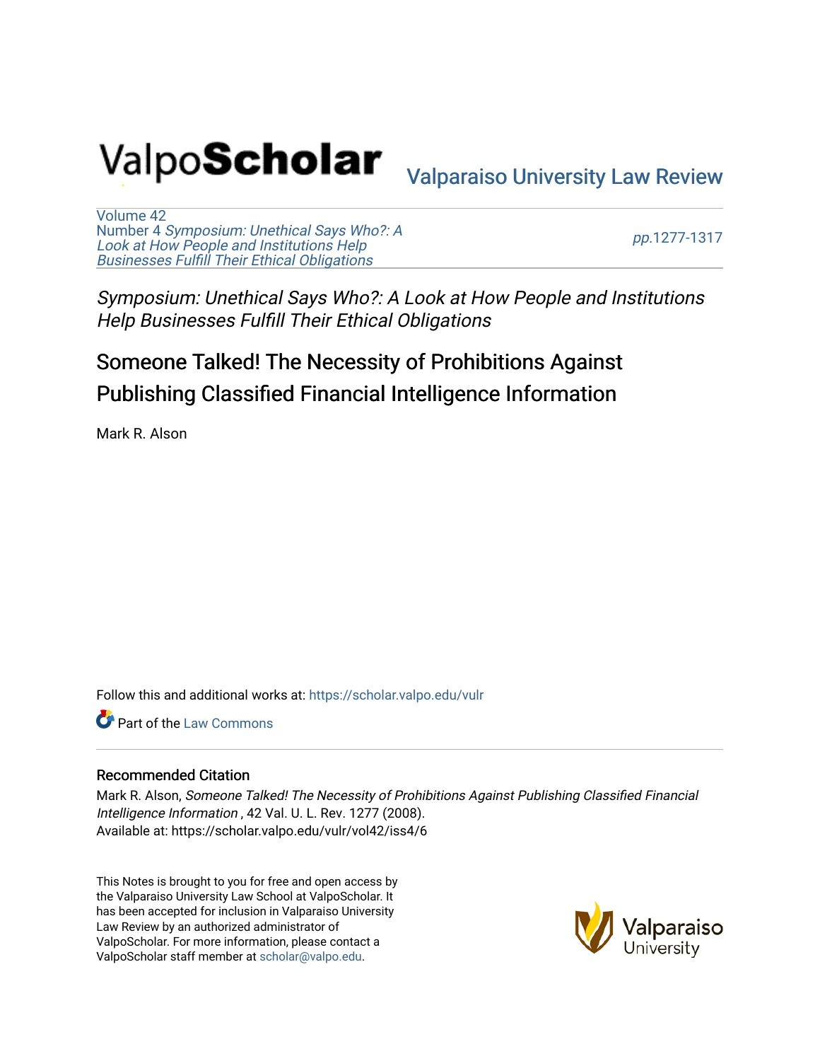ValpoScholar

Valparaiso University Law Review

Volume 42
Number 4 *Symposium: Unethical Says Who?: A Look at How People and Institutions Help Businesses Fulfill Their Ethical Obligations*

pp.1277-1317

*Symposium: Unethical Says Who?: A Look at How People and Institutions Help Businesses Fulfill Their Ethical Obligations*

# Someone Talked! The Necessity of Prohibitions Against Publishing Classified Financial Intelligence Information

Mark R. Alson

Follow this and additional works at: https://scholar.valpo.edu/vulr

Part of the Law Commons

## Recommended Citation

Mark R. Alson, *Someone Talked! The Necessity of Prohibitions Against Publishing Classified Financial Intelligence Information*, 42 Val. U. L. Rev. 1277 (2008).
Available at: https://scholar.valpo.edu/vulr/vol42/iss4/6

This Notes is brought to you for free and open access by the Valparaiso University Law School at ValpoScholar. It has been accepted for inclusion in Valparaiso University Law Review by an authorized administrator of ValpoScholar. For more information, please contact a ValpoScholar staff member at scholar@valpo.edu.

Valparaiso University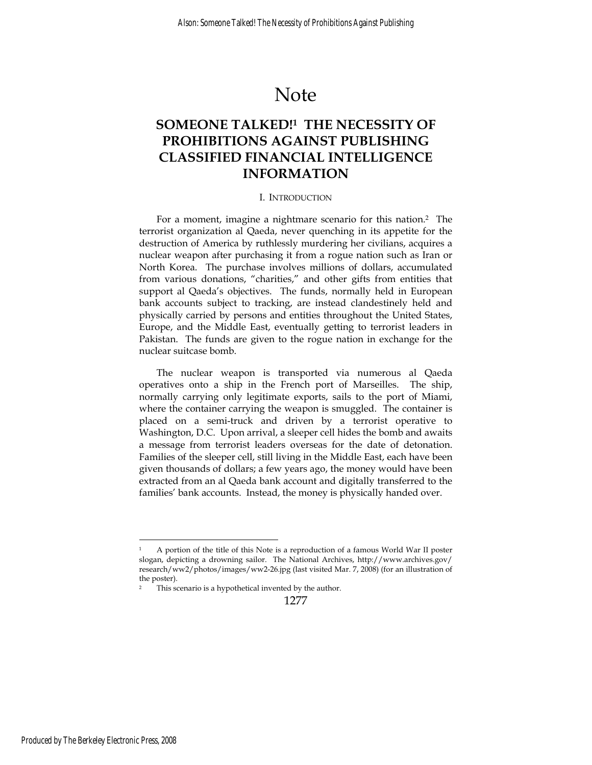# Note

## SOMEONE TALKED![1] THE NECESSITY OF PROHIBITIONS AGAINST PUBLISHING CLASSIFIED FINANCIAL INTELLIGENCE INFORMATION

### I. INTRODUCTION

For a moment, imagine a nightmare scenario for this nation.[2] The terrorist organization al Qaeda, never quenching in its appetite for the destruction of America by ruthlessly murdering her civilians, acquires a nuclear weapon after purchasing it from a rogue nation such as Iran or North Korea. The purchase involves millions of dollars, accumulated from various donations, "charities," and other gifts from entities that support al Qaeda's objectives. The funds, normally held in European bank accounts subject to tracking, are instead clandestinely held and physically carried by persons and entities throughout the United States, Europe, and the Middle East, eventually getting to terrorist leaders in Pakistan. The funds are given to the rogue nation in exchange for the nuclear suitcase bomb.

The nuclear weapon is transported via numerous al Qaeda operatives onto a ship in the French port of Marseilles. The ship, normally carrying only legitimate exports, sails to the port of Miami, where the container carrying the weapon is smuggled. The container is placed on a semi-truck and driven by a terrorist operative to Washington, D.C. Upon arrival, a sleeper cell hides the bomb and awaits a message from terrorist leaders overseas for the date of detonation. Families of the sleeper cell, still living in the Middle East, each have been given thousands of dollars; a few years ago, the money would have been extracted from an al Qaeda bank account and digitally transferred to the families' bank accounts. Instead, the money is physically handed over.

---

[1] A portion of the title of this Note is a reproduction of a famous World War II poster slogan, depicting a drowning sailor. The National Archives, http://www.archives.gov/research/ww2/photos/images/ww2-26.jpg (last visited Mar. 7, 2008) (for an illustration of the poster).

[2] This scenario is a hypothetical invented by the author.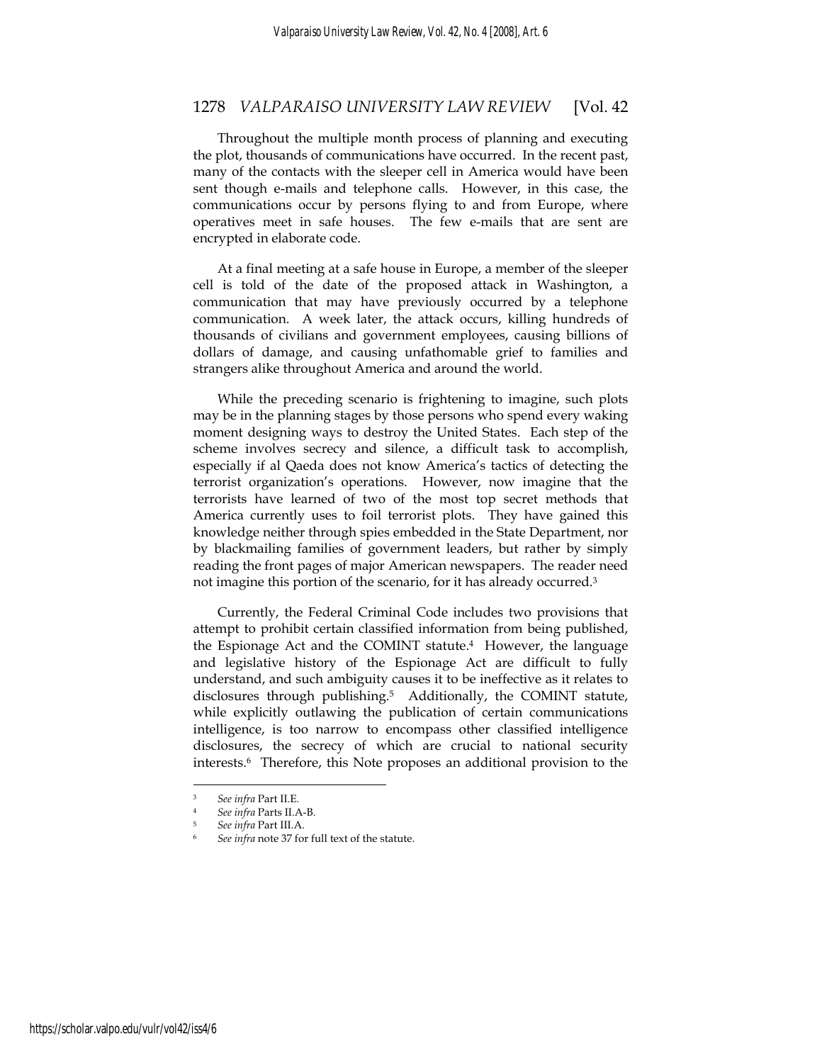Throughout the multiple month process of planning and executing the plot, thousands of communications have occurred. In the recent past, many of the contacts with the sleeper cell in America would have been sent though e-mails and telephone calls. However, in this case, the communications occur by persons flying to and from Europe, where operatives meet in safe houses. The few e-mails that are sent are encrypted in elaborate code.

At a final meeting at a safe house in Europe, a member of the sleeper cell is told of the date of the proposed attack in Washington, a communication that may have previously occurred by a telephone communication. A week later, the attack occurs, killing hundreds of thousands of civilians and government employees, causing billions of dollars of damage, and causing unfathomable grief to families and strangers alike throughout America and around the world.

While the preceding scenario is frightening to imagine, such plots may be in the planning stages by those persons who spend every waking moment designing ways to destroy the United States. Each step of the scheme involves secrecy and silence, a difficult task to accomplish, especially if al Qaeda does not know America's tactics of detecting the terrorist organization's operations. However, now imagine that the terrorists have learned of two of the most top secret methods that America currently uses to foil terrorist plots. They have gained this knowledge neither through spies embedded in the State Department, nor by blackmailing families of government leaders, but rather by simply reading the front pages of major American newspapers. The reader need not imagine this portion of the scenario, for it has already occurred.[3]

Currently, the Federal Criminal Code includes two provisions that attempt to prohibit certain classified information from being published, the Espionage Act and the COMINT statute.[4] However, the language and legislative history of the Espionage Act are difficult to fully understand, and such ambiguity causes it to be ineffective as it relates to disclosures through publishing.[5] Additionally, the COMINT statute, while explicitly outlawing the publication of certain communications intelligence, is too narrow to encompass other classified intelligence disclosures, the secrecy of which are crucial to national security interests.[6] Therefore, this Note proposes an additional provision to the

---

[3] *See infra* Part II.E.

[4] *See infra* Parts II.A-B.

[5] *See infra* Part III.A.

[6] *See infra* note 37 for full text of the statute.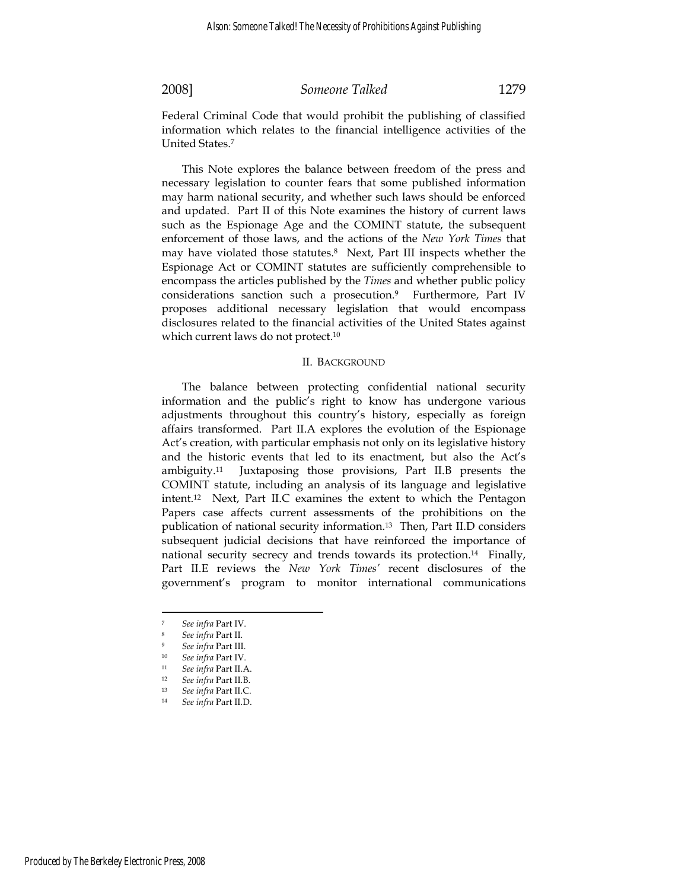Federal Criminal Code that would prohibit the publishing of classified information which relates to the financial intelligence activities of the United States.[7]

This Note explores the balance between freedom of the press and necessary legislation to counter fears that some published information may harm national security, and whether such laws should be enforced and updated. Part II of this Note examines the history of current laws such as the Espionage Age and the COMINT statute, the subsequent enforcement of those laws, and the actions of the *New York Times* that may have violated those statutes.[8] Next, Part III inspects whether the Espionage Act or COMINT statutes are sufficiently comprehensible to encompass the articles published by the *Times* and whether public policy considerations sanction such a prosecution.[9] Furthermore, Part IV proposes additional necessary legislation that would encompass disclosures related to the financial activities of the United States against which current laws do not protect.[10]

## II. Background

The balance between protecting confidential national security information and the public's right to know has undergone various adjustments throughout this country's history, especially as foreign affairs transformed. Part II.A explores the evolution of the Espionage Act's creation, with particular emphasis not only on its legislative history and the historic events that led to its enactment, but also the Act's ambiguity.[11] Juxtaposing those provisions, Part II.B presents the COMINT statute, including an analysis of its language and legislative intent.[12] Next, Part II.C examines the extent to which the Pentagon Papers case affects current assessments of the prohibitions on the publication of national security information.[13] Then, Part II.D considers subsequent judicial decisions that have reinforced the importance of national security secrecy and trends towards its protection.[14] Finally, Part II.E reviews the *New York Times'* recent disclosures of the government's program to monitor international communications

---

[7] *See infra* Part IV.

[8] *See infra* Part II.

[9] *See infra* Part III.

[10] *See infra* Part IV.

[11] *See infra* Part II.A.

[12] *See infra* Part II.B.

[13] *See infra* Part II.C.

[14] *See infra* Part II.D.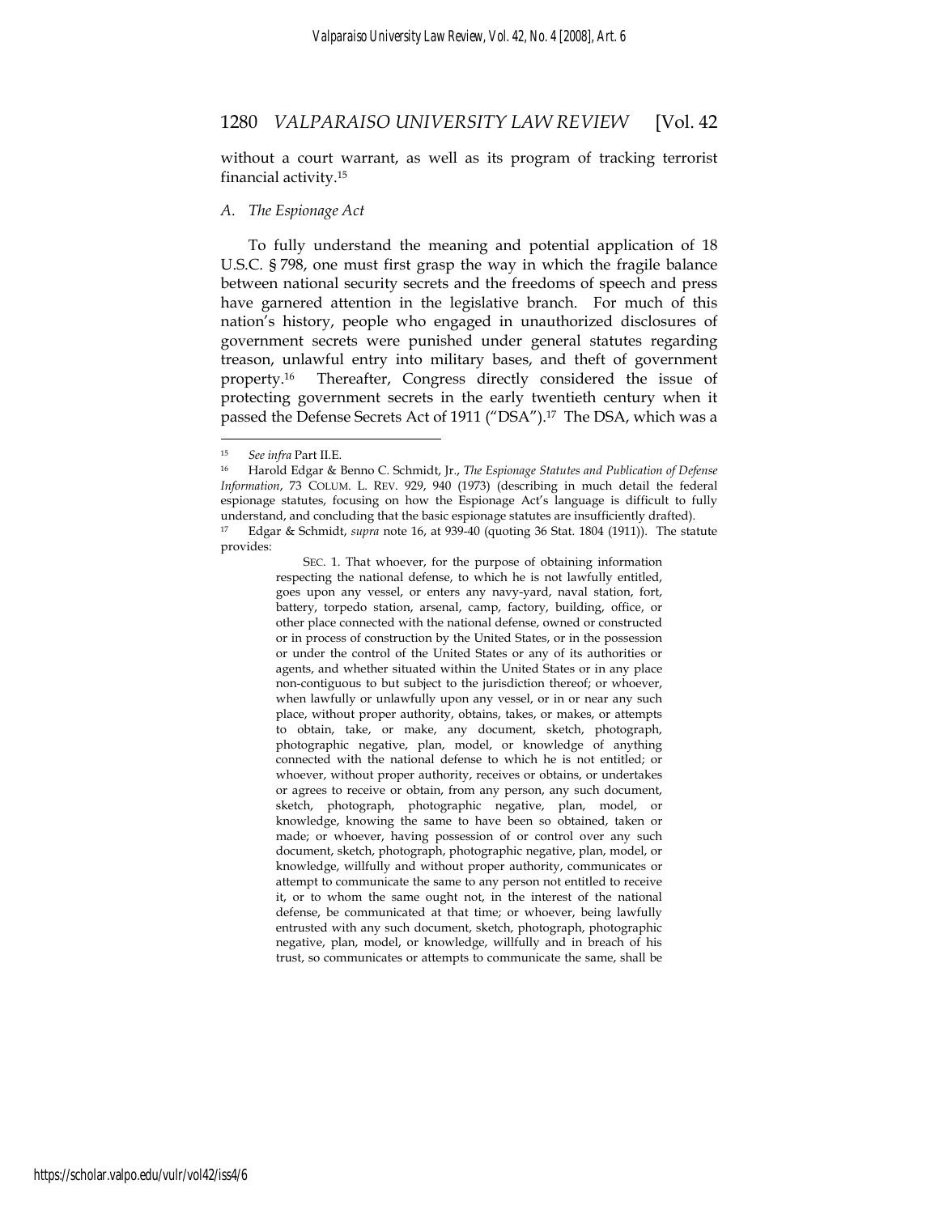without a court warrant, as well as its program of tracking terrorist financial activity.[15]

*A. The Espionage Act*

To fully understand the meaning and potential application of 18 U.S.C. § 798, one must first grasp the way in which the fragile balance between national security secrets and the freedoms of speech and press have garnered attention in the legislative branch. For much of this nation's history, people who engaged in unauthorized disclosures of government secrets were punished under general statutes regarding treason, unlawful entry into military bases, and theft of government property.[16] Thereafter, Congress directly considered the issue of protecting government secrets in the early twentieth century when it passed the Defense Secrets Act of 1911 ("DSA").[17] The DSA, which was a

---

[15] *See infra* Part II.E.

[16] Harold Edgar & Benno C. Schmidt, Jr., *The Espionage Statutes and Publication of Defense Information*, 73 COLUM. L. REV. 929, 940 (1973) (describing in much detail the federal espionage statutes, focusing on how the Espionage Act's language is difficult to fully understand, and concluding that the basic espionage statutes are insufficiently drafted).

[17] Edgar & Schmidt, *supra* note 16, at 939-40 (quoting 36 Stat. 1804 (1911)). The statute provides:

> SEC. 1. That whoever, for the purpose of obtaining information respecting the national defense, to which he is not lawfully entitled, goes upon any vessel, or enters any navy-yard, naval station, fort, battery, torpedo station, arsenal, camp, factory, building, office, or other place connected with the national defense, owned or constructed or in process of construction by the United States, or in the possession or under the control of the United States or any of its authorities or agents, and whether situated within the United States or in any place non-contiguous to but subject to the jurisdiction thereof; or whoever, when lawfully or unlawfully upon any vessel, or in or near any such place, without proper authority, obtains, takes, or makes, or attempts to obtain, take, or make, any document, sketch, photograph, photographic negative, plan, model, or knowledge of anything connected with the national defense to which he is not entitled; or whoever, without proper authority, receives or obtains, or undertakes or agrees to receive or obtain, from any person, any such document, sketch, photograph, photographic negative, plan, model, or knowledge, knowing the same to have been so obtained, taken or made; or whoever, having possession of or control over any such document, sketch, photograph, photographic negative, plan, model, or knowledge, willfully and without proper authority, communicates or attempt to communicate the same to any person not entitled to receive it, or to whom the same ought not, in the interest of the national defense, be communicated at that time; or whoever, being lawfully entrusted with any such document, sketch, photograph, photographic negative, plan, model, or knowledge, willfully and in breach of his trust, so communicates or attempts to communicate the same, shall be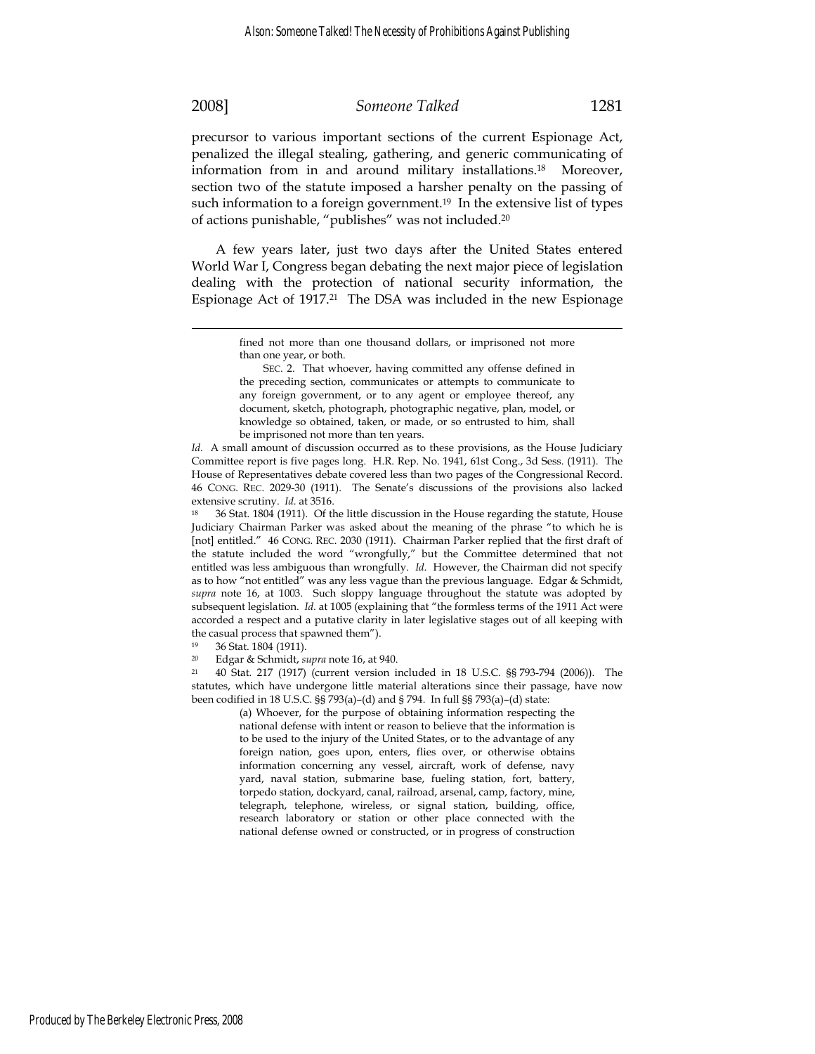precursor to various important sections of the current Espionage Act, penalized the illegal stealing, gathering, and generic communicating of information from in and around military installations.[18] Moreover, section two of the statute imposed a harsher penalty on the passing of such information to a foreign government.[19] In the extensive list of types of actions punishable, "publishes" was not included.[20]

A few years later, just two days after the United States entered World War I, Congress began debating the next major piece of legislation dealing with the protection of national security information, the Espionage Act of 1917.[21] The DSA was included in the new Espionage

---

> fined not more than one thousand dollars, or imprisoned not more than one year, or both.
>
> SEC. 2. That whoever, having committed any offense defined in the preceding section, communicates or attempts to communicate to any foreign government, or to any agent or employee thereof, any document, sketch, photograph, photographic negative, plan, model, or knowledge so obtained, taken, or made, or so entrusted to him, shall be imprisoned not more than ten years.

*Id.* A small amount of discussion occurred as to these provisions, as the House Judiciary Committee report is five pages long. H.R. Rep. No. 1941, 61st Cong., 3d Sess. (1911). The House of Representatives debate covered less than two pages of the Congressional Record. 46 CONG. REC. 2029-30 (1911). The Senate's discussions of the provisions also lacked extensive scrutiny. *Id.* at 3516.

[18] 36 Stat. 1804 (1911). Of the little discussion in the House regarding the statute, House Judiciary Chairman Parker was asked about the meaning of the phrase "to which he is [not] entitled." 46 CONG. REC. 2030 (1911). Chairman Parker replied that the first draft of the statute included the word "wrongfully," but the Committee determined that not entitled was less ambiguous than wrongfully. *Id.* However, the Chairman did not specify as to how "not entitled" was any less vague than the previous language. Edgar & Schmidt, *supra* note 16, at 1003. Such sloppy language throughout the statute was adopted by subsequent legislation. *Id.* at 1005 (explaining that "the formless terms of the 1911 Act were accorded a respect and a putative clarity in later legislative stages out of all keeping with the casual process that spawned them").

[19] 36 Stat. 1804 (1911).

[20] Edgar & Schmidt, *supra* note 16, at 940.

[21] 40 Stat. 217 (1917) (current version included in 18 U.S.C. §§ 793-794 (2006)). The statutes, which have undergone little material alterations since their passage, have now been codified in 18 U.S.C. §§ 793(a)–(d) and § 794. In full §§ 793(a)–(d) state:

> (a) Whoever, for the purpose of obtaining information respecting the national defense with intent or reason to believe that the information is to be used to the injury of the United States, or to the advantage of any foreign nation, goes upon, enters, flies over, or otherwise obtains information concerning any vessel, aircraft, work of defense, navy yard, naval station, submarine base, fueling station, fort, battery, torpedo station, dockyard, canal, railroad, arsenal, camp, factory, mine, telegraph, telephone, wireless, or signal station, building, office, research laboratory or station or other place connected with the national defense owned or constructed, or in progress of construction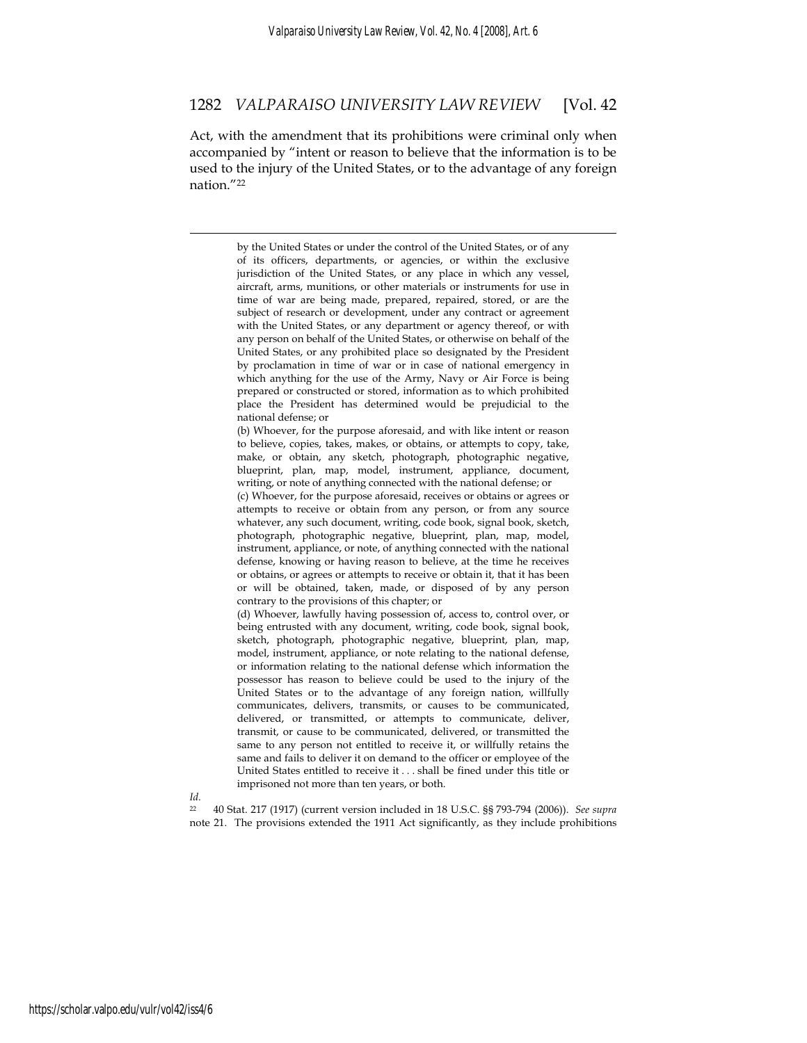Act, with the amendment that its prohibitions were criminal only when accompanied by "intent or reason to believe that the information is to be used to the injury of the United States, or to the advantage of any foreign nation."[22]

---

> by the United States or under the control of the United States, or of any of its officers, departments, or agencies, or within the exclusive jurisdiction of the United States, or any place in which any vessel, aircraft, arms, munitions, or other materials or instruments for use in time of war are being made, prepared, repaired, stored, or are the subject of research or development, under any contract or agreement with the United States, or any department or agency thereof, or with any person on behalf of the United States, or otherwise on behalf of the United States, or any prohibited place so designated by the President by proclamation in time of war or in case of national emergency in which anything for the use of the Army, Navy or Air Force is being prepared or constructed or stored, information as to which prohibited place the President has determined would be prejudicial to the national defense; or
>
> (b) Whoever, for the purpose aforesaid, and with like intent or reason to believe, copies, takes, makes, or obtains, or attempts to copy, take, make, or obtain, any sketch, photograph, photographic negative, blueprint, plan, map, model, instrument, appliance, document, writing, or note of anything connected with the national defense; or
>
> (c) Whoever, for the purpose aforesaid, receives or obtains or agrees or attempts to receive or obtain from any person, or from any source whatever, any such document, writing, code book, signal book, sketch, photograph, photographic negative, blueprint, plan, map, model, instrument, appliance, or note, of anything connected with the national defense, knowing or having reason to believe, at the time he receives or obtains, or agrees or attempts to receive or obtain it, that it has been or will be obtained, taken, made, or disposed of by any person contrary to the provisions of this chapter; or
>
> (d) Whoever, lawfully having possession of, access to, control over, or being entrusted with any document, writing, code book, signal book, sketch, photograph, photographic negative, blueprint, plan, map, model, instrument, appliance, or note relating to the national defense, or information relating to the national defense which information the possessor has reason to believe could be used to the injury of the United States or to the advantage of any foreign nation, willfully communicates, delivers, transmits, or causes to be communicated, delivered, or transmitted, or attempts to communicate, deliver, transmit, or cause to be communicated, delivered, or transmitted the same to any person not entitled to receive it, or willfully retains the same and fails to deliver it on demand to the officer or employee of the United States entitled to receive it . . . shall be fined under this title or imprisoned not more than ten years, or both.

*Id.*

[22] 40 Stat. 217 (1917) (current version included in 18 U.S.C. §§ 793-794 (2006)). *See supra* note 21. The provisions extended the 1911 Act significantly, as they include prohibitions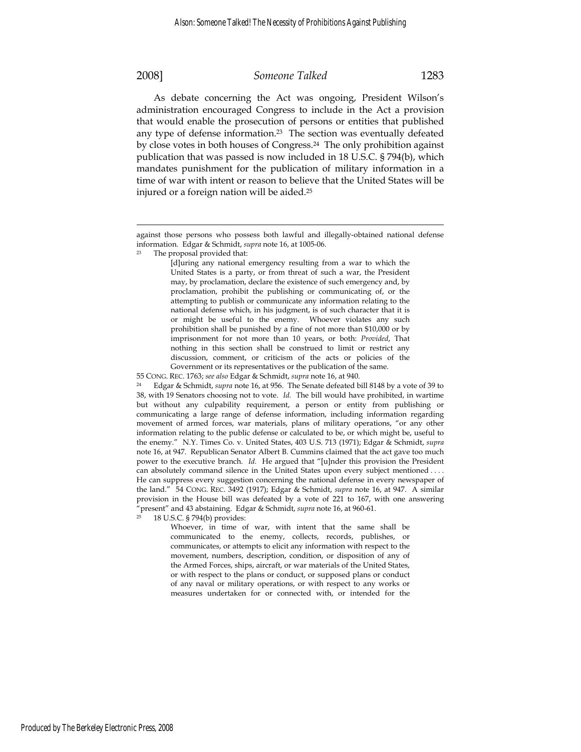As debate concerning the Act was ongoing, President Wilson's administration encouraged Congress to include in the Act a provision that would enable the prosecution of persons or entities that published any type of defense information.[23] The section was eventually defeated by close votes in both houses of Congress.[24] The only prohibition against publication that was passed is now included in 18 U.S.C. § 794(b), which mandates punishment for the publication of military information in a time of war with intent or reason to believe that the United States will be injured or a foreign nation will be aided.[25]

---

against those persons who possess both lawful and illegally-obtained national defense information. Edgar & Schmidt, *supra* note 16, at 1005-06.

[23] The proposal provided that:

> [d]uring any national emergency resulting from a war to which the United States is a party, or from threat of such a war, the President may, by proclamation, declare the existence of such emergency and, by proclamation, prohibit the publishing or communicating of, or the attempting to publish or communicate any information relating to the national defense which, in his judgment, is of such character that it is or might be useful to the enemy. Whoever violates any such prohibition shall be punished by a fine of not more than $10,000 or by imprisonment for not more than 10 years, or both: *Provided*, That nothing in this section shall be construed to limit or restrict any discussion, comment, or criticism of the acts or policies of the Government or its representatives or the publication of the same.

55 CONG. REC. 1763; *see also* Edgar & Schmidt, *supra* note 16, at 940.

[24] Edgar & Schmidt, *supra* note 16, at 956. The Senate defeated bill 8148 by a vote of 39 to 38, with 19 Senators choosing not to vote. *Id.* The bill would have prohibited, in wartime but without any culpability requirement, a person or entity from publishing or communicating a large range of defense information, including information regarding movement of armed forces, war materials, plans of military operations, "or any other information relating to the public defense or calculated to be, or which might be, useful to the enemy." N.Y. Times Co. v. United States, 403 U.S. 713 (1971); Edgar & Schmidt, *supra* note 16, at 947. Republican Senator Albert B. Cummins claimed that the act gave too much power to the executive branch. *Id.* He argued that "[u]nder this provision the President can absolutely command silence in the United States upon every subject mentioned . . . . He can suppress every suggestion concerning the national defense in every newspaper of the land." 54 CONG. REC. 3492 (1917); Edgar & Schmidt, *supra* note 16, at 947. A similar provision in the House bill was defeated by a vote of 221 to 167, with one answering "present" and 43 abstaining. Edgar & Schmidt, *supra* note 16, at 960-61.

[25] 18 U.S.C. § 794(b) provides:

> Whoever, in time of war, with intent that the same shall be communicated to the enemy, collects, records, publishes, or communicates, or attempts to elicit any information with respect to the movement, numbers, description, condition, or disposition of any of the Armed Forces, ships, aircraft, or war materials of the United States, or with respect to the plans or conduct, or supposed plans or conduct of any naval or military operations, or with respect to any works or measures undertaken for or connected with, or intended for the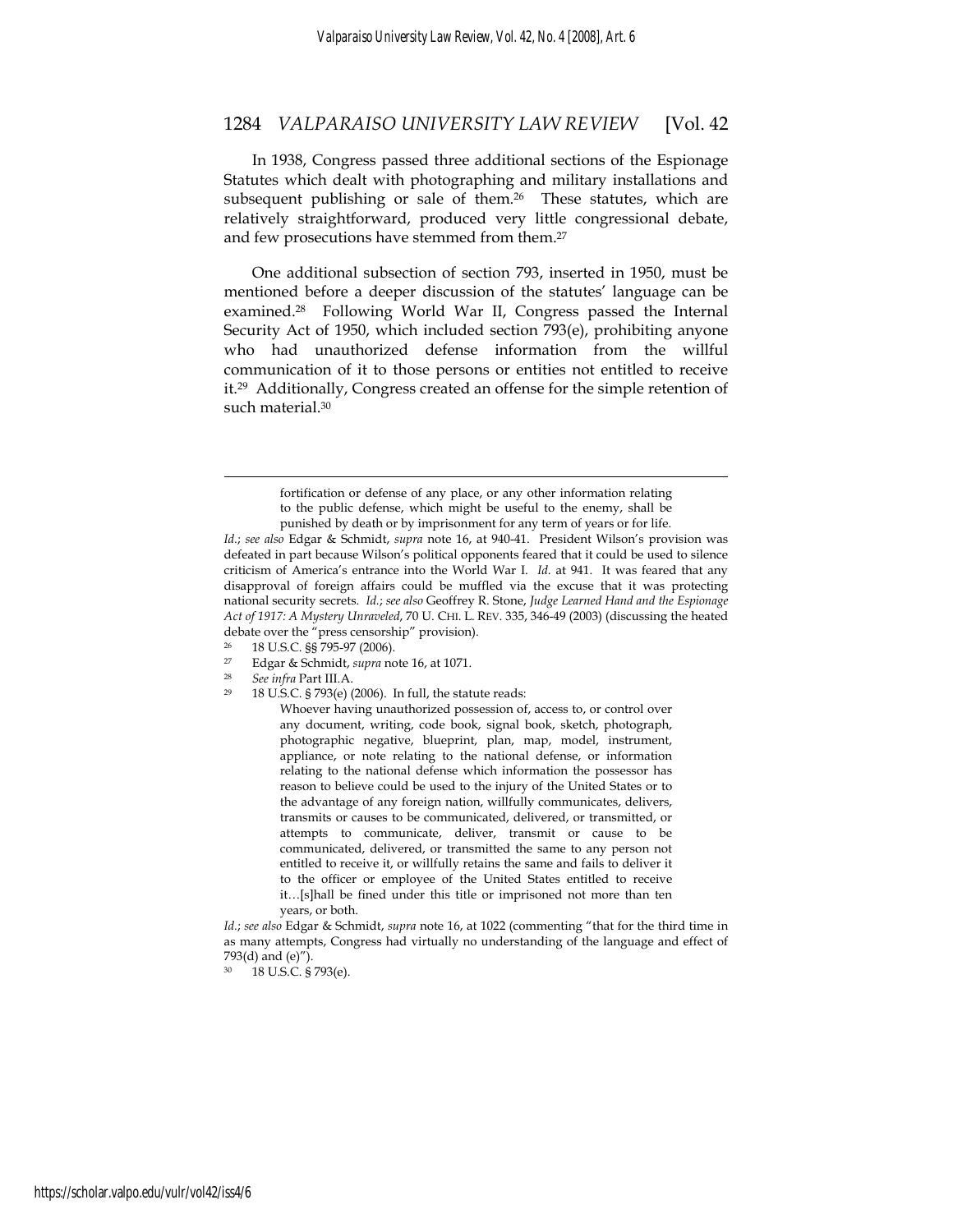In 1938, Congress passed three additional sections of the Espionage Statutes which dealt with photographing and military installations and subsequent publishing or sale of them.[26] These statutes, which are relatively straightforward, produced very little congressional debate, and few prosecutions have stemmed from them.[27]

One additional subsection of section 793, inserted in 1950, must be mentioned before a deeper discussion of the statutes' language can be examined.[28] Following World War II, Congress passed the Internal Security Act of 1950, which included section 793(e), prohibiting anyone who had unauthorized defense information from the willful communication of it to those persons or entities not entitled to receive it.[29] Additionally, Congress created an offense for the simple retention of such material.[30]

---

> fortification or defense of any place, or any other information relating to the public defense, which might be useful to the enemy, shall be punished by death or by imprisonment for any term of years or for life.

*Id.*; *see also* Edgar & Schmidt, *supra* note 16, at 940-41. President Wilson's provision was defeated in part because Wilson's political opponents feared that it could be used to silence criticism of America's entrance into the World War I. *Id.* at 941. It was feared that any disapproval of foreign affairs could be muffled via the excuse that it was protecting national security secrets. *Id.*; *see also* Geoffrey R. Stone, *Judge Learned Hand and the Espionage Act of 1917: A Mystery Unraveled*, 70 U. CHI. L. REV. 335, 346-49 (2003) (discussing the heated debate over the "press censorship" provision).

[26] 18 U.S.C. §§ 795-97 (2006).

[27] Edgar & Schmidt, *supra* note 16, at 1071.

[28] *See infra* Part III.A.

[29] 18 U.S.C. § 793(e) (2006). In full, the statute reads:

> Whoever having unauthorized possession of, access to, or control over any document, writing, code book, signal book, sketch, photograph, photographic negative, blueprint, plan, map, model, instrument, appliance, or note relating to the national defense, or information relating to the national defense which information the possessor has reason to believe could be used to the injury of the United States or to the advantage of any foreign nation, willfully communicates, delivers, transmits or causes to be communicated, delivered, or transmitted, or attempts to communicate, deliver, transmit or cause to be communicated, delivered, or transmitted the same to any person not entitled to receive it, or willfully retains the same and fails to deliver it to the officer or employee of the United States entitled to receive it…[s]hall be fined under this title or imprisoned not more than ten years, or both.

*Id.*; *see also* Edgar & Schmidt, *supra* note 16, at 1022 (commenting "that for the third time in as many attempts, Congress had virtually no understanding of the language and effect of 793(d) and (e)").

[30] 18 U.S.C. § 793(e).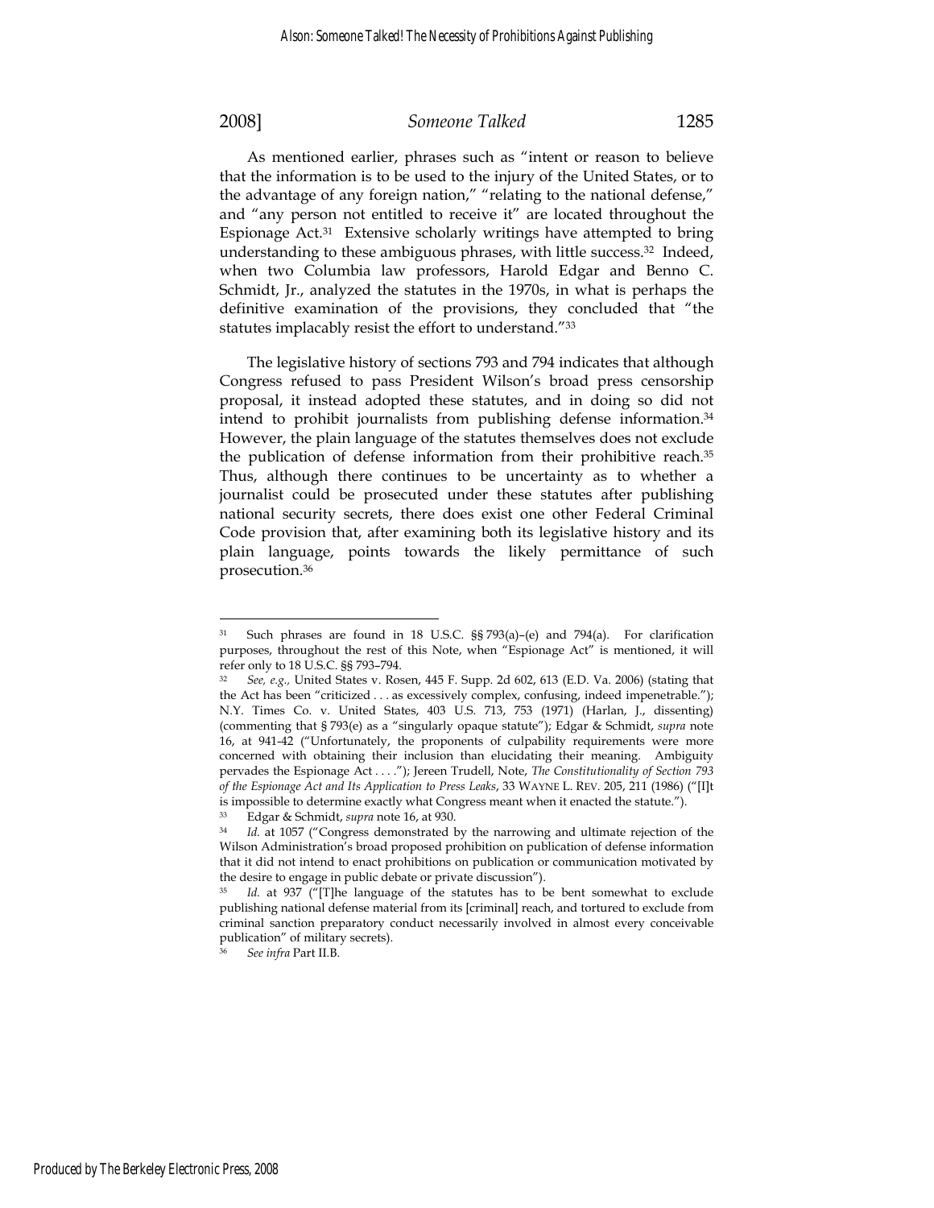As mentioned earlier, phrases such as "intent or reason to believe that the information is to be used to the injury of the United States, or to the advantage of any foreign nation," "relating to the national defense," and "any person not entitled to receive it" are located throughout the Espionage Act.[31] Extensive scholarly writings have attempted to bring understanding to these ambiguous phrases, with little success.[32] Indeed, when two Columbia law professors, Harold Edgar and Benno C. Schmidt, Jr., analyzed the statutes in the 1970s, in what is perhaps the definitive examination of the provisions, they concluded that "the statutes implacably resist the effort to understand."[33]

The legislative history of sections 793 and 794 indicates that although Congress refused to pass President Wilson's broad press censorship proposal, it instead adopted these statutes, and in doing so did not intend to prohibit journalists from publishing defense information.[34] However, the plain language of the statutes themselves does not exclude the publication of defense information from their prohibitive reach.[35] Thus, although there continues to be uncertainty as to whether a journalist could be prosecuted under these statutes after publishing national security secrets, there does exist one other Federal Criminal Code provision that, after examining both its legislative history and its plain language, points towards the likely permittance of such prosecution.[36]

---

[31] Such phrases are found in 18 U.S.C. §§ 793(a)–(e) and 794(a). For clarification purposes, throughout the rest of this Note, when "Espionage Act" is mentioned, it will refer only to 18 U.S.C. §§ 793–794.

[32] *See, e.g.,* United States v. Rosen, 445 F. Supp. 2d 602, 613 (E.D. Va. 2006) (stating that the Act has been "criticized . . . as excessively complex, confusing, indeed impenetrable."); N.Y. Times Co. v. United States, 403 U.S. 713, 753 (1971) (Harlan, J., dissenting) (commenting that § 793(e) as a "singularly opaque statute"); Edgar & Schmidt, *supra* note 16, at 941-42 ("Unfortunately, the proponents of culpability requirements were more concerned with obtaining their inclusion than elucidating their meaning. Ambiguity pervades the Espionage Act . . . ."); Jereen Trudell, Note, *The Constitutionality of Section 793 of the Espionage Act and Its Application to Press Leaks*, 33 WAYNE L. REV. 205, 211 (1986) ("[I]t is impossible to determine exactly what Congress meant when it enacted the statute.").

[33] Edgar & Schmidt, *supra* note 16, at 930.

[34] *Id.* at 1057 ("Congress demonstrated by the narrowing and ultimate rejection of the Wilson Administration's broad proposed prohibition on publication of defense information that it did not intend to enact prohibitions on publication or communication motivated by the desire to engage in public debate or private discussion").

[35] *Id.* at 937 ("[T]he language of the statutes has to be bent somewhat to exclude publishing national defense material from its [criminal] reach, and tortured to exclude from criminal sanction preparatory conduct necessarily involved in almost every conceivable publication" of military secrets).

[36] *See infra* Part II.B.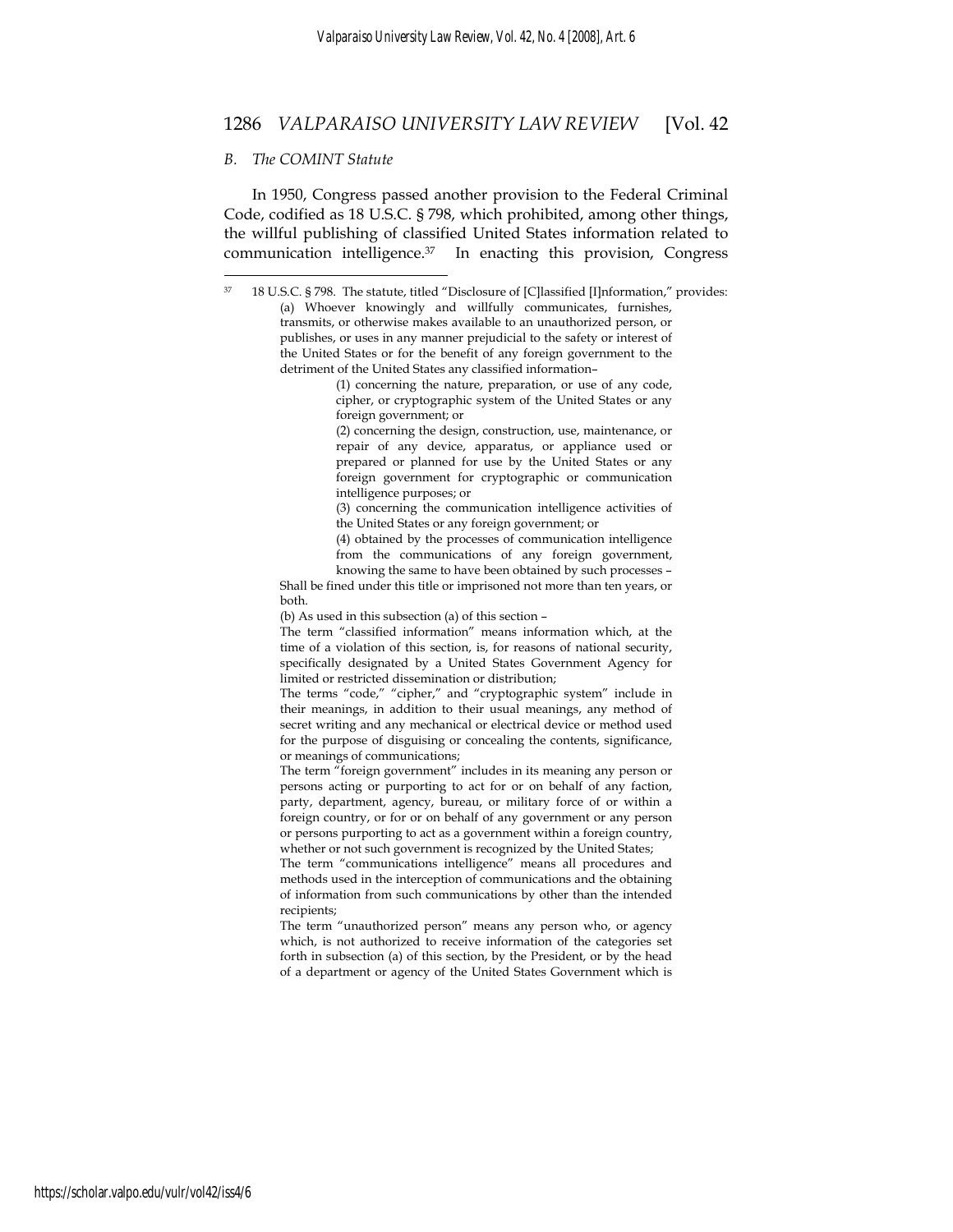*B. The COMINT Statute*

In 1950, Congress passed another provision to the Federal Criminal Code, codified as 18 U.S.C. § 798, which prohibited, among other things, the willful publishing of classified United States information related to communication intelligence.[37] In enacting this provision, Congress

---

[37] 18 U.S.C. § 798. The statute, titled "Disclosure of [C]lassified [I]nformation," provides:

> (a) Whoever knowingly and willfully communicates, furnishes, transmits, or otherwise makes available to an unauthorized person, or publishes, or uses in any manner prejudicial to the safety or interest of the United States or for the benefit of any foreign government to the detriment of the United States any classified information–
>
> > (1) concerning the nature, preparation, or use of any code, cipher, or cryptographic system of the United States or any foreign government; or
> >
> > (2) concerning the design, construction, use, maintenance, or repair of any device, apparatus, or appliance used or prepared or planned for use by the United States or any foreign government for cryptographic or communication intelligence purposes; or
> >
> > (3) concerning the communication intelligence activities of the United States or any foreign government; or
> >
> > (4) obtained by the processes of communication intelligence from the communications of any foreign government, knowing the same to have been obtained by such processes –
>
> Shall be fined under this title or imprisoned not more than ten years, or both.
>
> (b) As used in this subsection (a) of this section –
>
> The term "classified information" means information which, at the time of a violation of this section, is, for reasons of national security, specifically designated by a United States Government Agency for limited or restricted dissemination or distribution;
>
> The terms "code," "cipher," and "cryptographic system" include in their meanings, in addition to their usual meanings, any method of secret writing and any mechanical or electrical device or method used for the purpose of disguising or concealing the contents, significance, or meanings of communications;
>
> The term "foreign government" includes in its meaning any person or persons acting or purporting to act for or on behalf of any faction, party, department, agency, bureau, or military force of or within a foreign country, or for or on behalf of any government or any person or persons purporting to act as a government within a foreign country, whether or not such government is recognized by the United States;
>
> The term "communications intelligence" means all procedures and methods used in the interception of communications and the obtaining of information from such communications by other than the intended recipients;
>
> The term "unauthorized person" means any person who, or agency which, is not authorized to receive information of the categories set forth in subsection (a) of this section, by the President, or by the head of a department or agency of the United States Government which is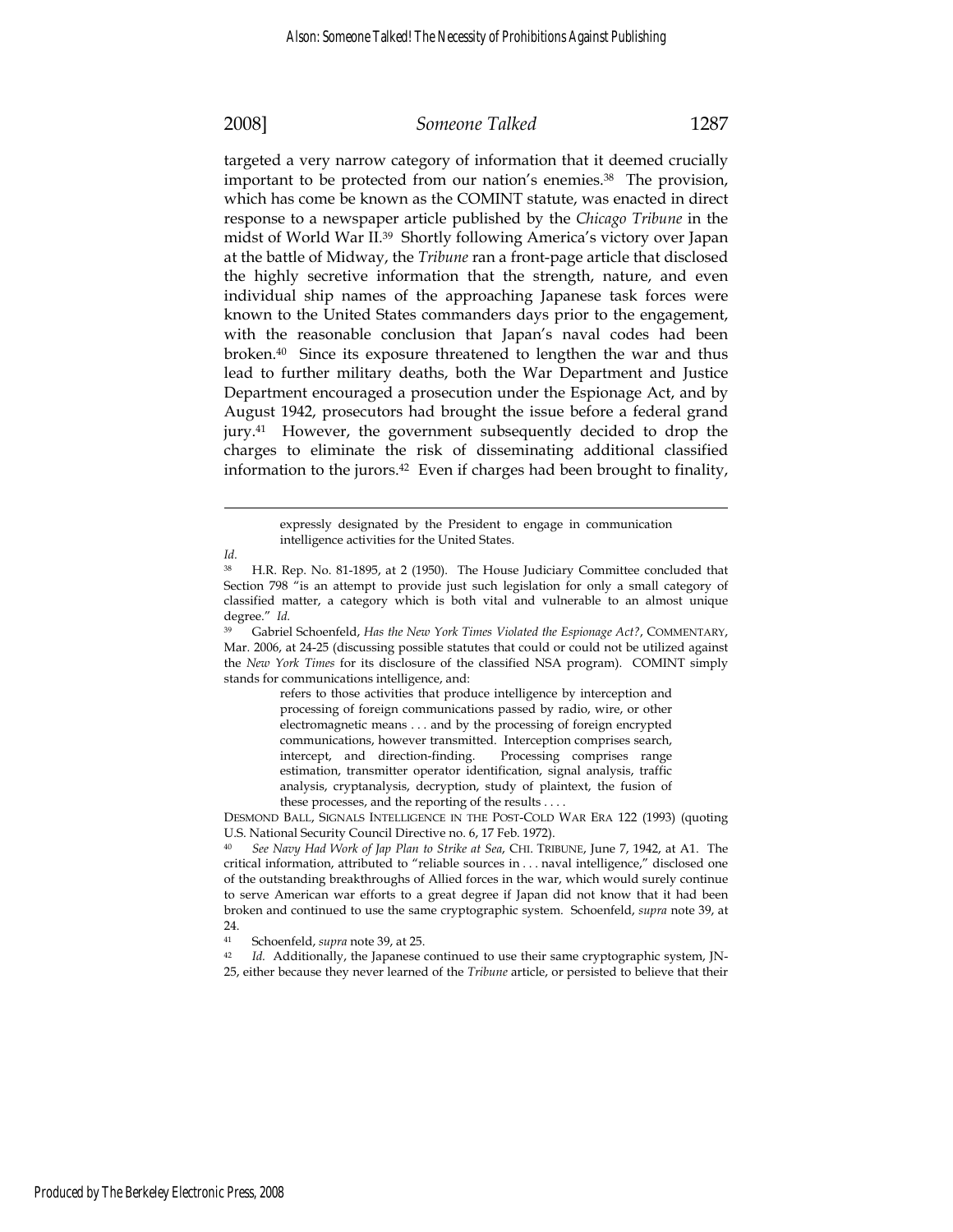targeted a very narrow category of information that it deemed crucially important to be protected from our nation's enemies.[38] The provision, which has come be known as the COMINT statute, was enacted in direct response to a newspaper article published by the *Chicago Tribune* in the midst of World War II.[39] Shortly following America's victory over Japan at the battle of Midway, the *Tribune* ran a front-page article that disclosed the highly secretive information that the strength, nature, and even individual ship names of the approaching Japanese task forces were known to the United States commanders days prior to the engagement, with the reasonable conclusion that Japan's naval codes had been broken.[40] Since its exposure threatened to lengthen the war and thus lead to further military deaths, both the War Department and Justice Department encouraged a prosecution under the Espionage Act, and by August 1942, prosecutors had brought the issue before a federal grand jury.[41] However, the government subsequently decided to drop the charges to eliminate the risk of disseminating additional classified information to the jurors.[42] Even if charges had been brought to finality,

---

> expressly designated by the President to engage in communication intelligence activities for the United States.

*Id.*

[38] H.R. Rep. No. 81-1895, at 2 (1950). The House Judiciary Committee concluded that Section 798 "is an attempt to provide just such legislation for only a small category of classified matter, a category which is both vital and vulnerable to an almost unique degree." *Id.*

[39] Gabriel Schoenfeld, *Has the New York Times Violated the Espionage Act?*, COMMENTARY, Mar. 2006, at 24-25 (discussing possible statutes that could or could not be utilized against the *New York Times* for its disclosure of the classified NSA program). COMINT simply stands for communications intelligence, and:

> refers to those activities that produce intelligence by interception and processing of foreign communications passed by radio, wire, or other electromagnetic means . . . and by the processing of foreign encrypted communications, however transmitted. Interception comprises search, intercept, and direction-finding. Processing comprises range estimation, transmitter operator identification, signal analysis, traffic analysis, cryptanalysis, decryption, study of plaintext, the fusion of these processes, and the reporting of the results . . . .

DESMOND BALL, SIGNALS INTELLIGENCE IN THE POST-COLD WAR ERA 122 (1993) (quoting U.S. National Security Council Directive no. 6, 17 Feb. 1972).

[40] *See Navy Had Work of Jap Plan to Strike at Sea*, CHI. TRIBUNE, June 7, 1942, at A1. The critical information, attributed to "reliable sources in . . . naval intelligence," disclosed one of the outstanding breakthroughs of Allied forces in the war, which would surely continue to serve American war efforts to a great degree if Japan did not know that it had been broken and continued to use the same cryptographic system. Schoenfeld, *supra* note 39, at 24.

[41] Schoenfeld, *supra* note 39, at 25.

[42] *Id.* Additionally, the Japanese continued to use their same cryptographic system, JN-25, either because they never learned of the *Tribune* article, or persisted to believe that their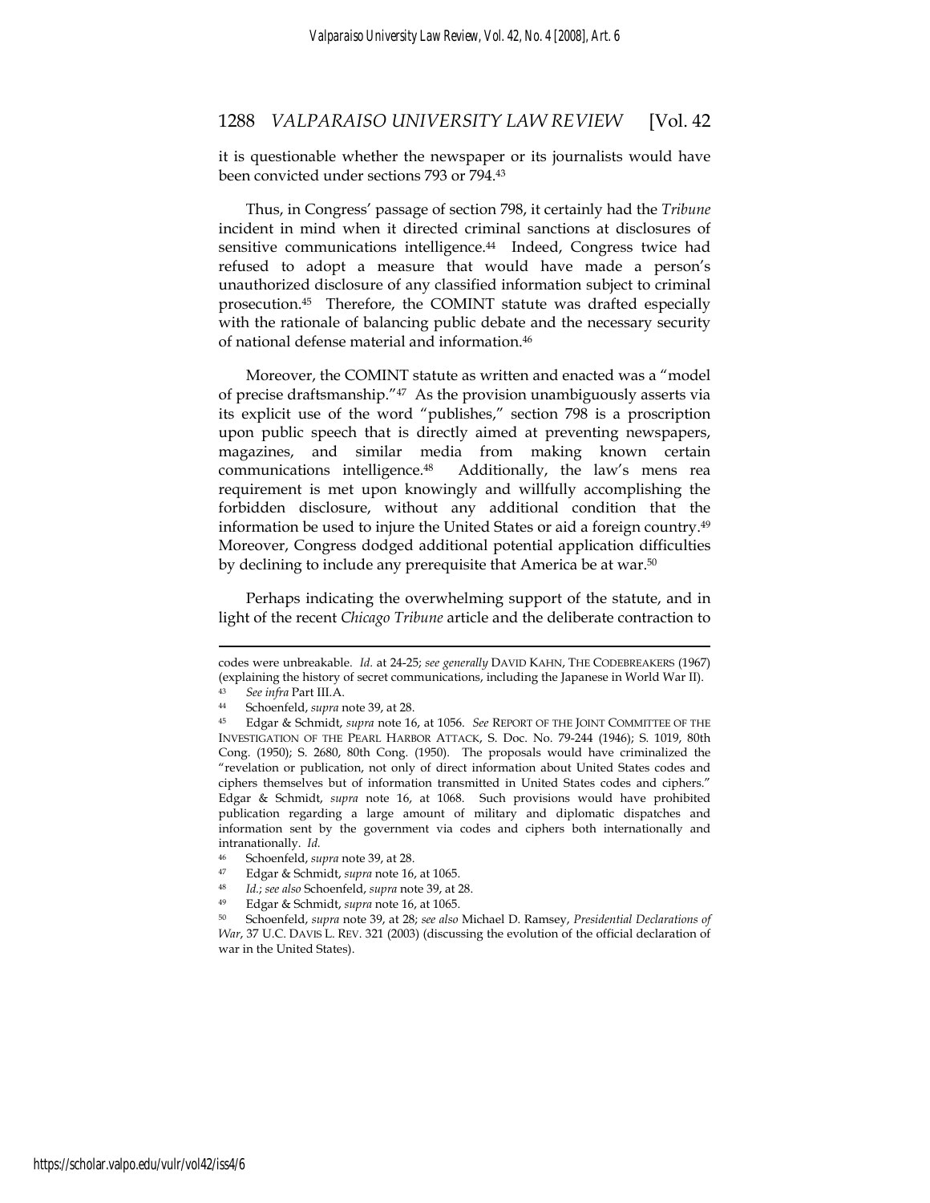it is questionable whether the newspaper or its journalists would have been convicted under sections 793 or 794.[43]

Thus, in Congress' passage of section 798, it certainly had the *Tribune* incident in mind when it directed criminal sanctions at disclosures of sensitive communications intelligence.[44] Indeed, Congress twice had refused to adopt a measure that would have made a person's unauthorized disclosure of any classified information subject to criminal prosecution.[45] Therefore, the COMINT statute was drafted especially with the rationale of balancing public debate and the necessary security of national defense material and information.[46]

Moreover, the COMINT statute as written and enacted was a "model of precise draftsmanship."[47] As the provision unambiguously asserts via its explicit use of the word "publishes," section 798 is a proscription upon public speech that is directly aimed at preventing newspapers, magazines, and similar media from making known certain communications intelligence.[48] Additionally, the law's mens rea requirement is met upon knowingly and willfully accomplishing the forbidden disclosure, without any additional condition that the information be used to injure the United States or aid a foreign country.[49] Moreover, Congress dodged additional potential application difficulties by declining to include any prerequisite that America be at war.[50]

Perhaps indicating the overwhelming support of the statute, and in light of the recent *Chicago Tribune* article and the deliberate contraction to

---

codes were unbreakable. *Id.* at 24-25; *see generally* DAVID KAHN, THE CODEBREAKERS (1967) (explaining the history of secret communications, including the Japanese in World War II).

[43] *See infra* Part III.A.

[44] Schoenfeld, *supra* note 39, at 28.

[45] Edgar & Schmidt, *supra* note 16, at 1056. *See* REPORT OF THE JOINT COMMITTEE OF THE INVESTIGATION OF THE PEARL HARBOR ATTACK, S. Doc. No. 79-244 (1946); S. 1019, 80th Cong. (1950); S. 2680, 80th Cong. (1950). The proposals would have criminalized the "revelation or publication, not only of direct information about United States codes and ciphers themselves but of information transmitted in United States codes and ciphers." Edgar & Schmidt, *supra* note 16, at 1068. Such provisions would have prohibited publication regarding a large amount of military and diplomatic dispatches and information sent by the government via codes and ciphers both internationally and intranationally. *Id.*

[46] Schoenfeld, *supra* note 39, at 28.

[47] Edgar & Schmidt, *supra* note 16, at 1065.

[48] *Id.*; *see also* Schoenfeld, *supra* note 39, at 28.

[49] Edgar & Schmidt, *supra* note 16, at 1065.

[50] Schoenfeld, *supra* note 39, at 28; *see also* Michael D. Ramsey, *Presidential Declarations of War*, 37 U.C. DAVIS L. REV. 321 (2003) (discussing the evolution of the official declaration of war in the United States).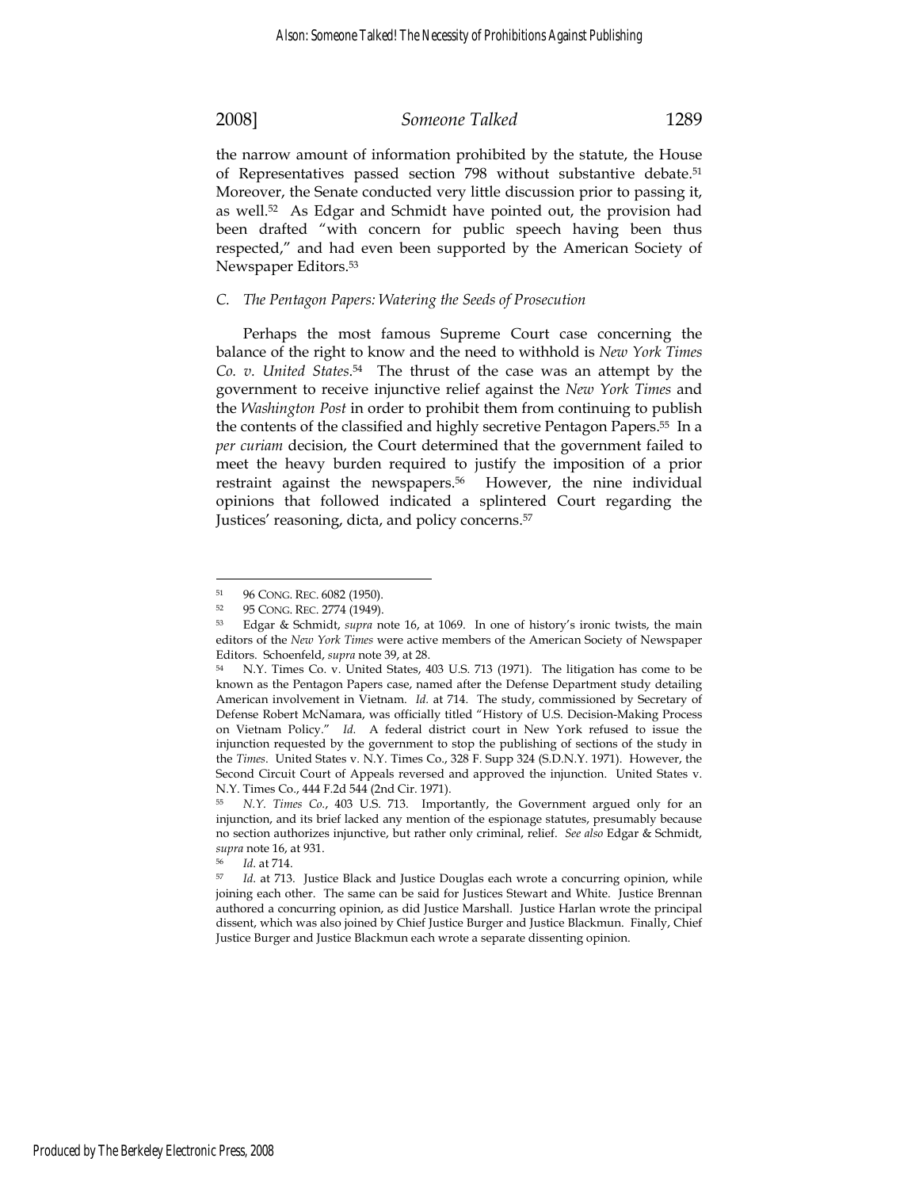the narrow amount of information prohibited by the statute, the House of Representatives passed section 798 without substantive debate.[51] Moreover, the Senate conducted very little discussion prior to passing it, as well.[52] As Edgar and Schmidt have pointed out, the provision had been drafted "with concern for public speech having been thus respected," and had even been supported by the American Society of Newspaper Editors.[53]

### *C. The Pentagon Papers: Watering the Seeds of Prosecution*

Perhaps the most famous Supreme Court case concerning the balance of the right to know and the need to withhold is *New York Times Co. v. United States*.[54] The thrust of the case was an attempt by the government to receive injunctive relief against the *New York Times* and the *Washington Post* in order to prohibit them from continuing to publish the contents of the classified and highly secretive Pentagon Papers.[55] In a *per curiam* decision, the Court determined that the government failed to meet the heavy burden required to justify the imposition of a prior restraint against the newspapers.[56] However, the nine individual opinions that followed indicated a splintered Court regarding the Justices' reasoning, dicta, and policy concerns.[57]

---

[51] 96 CONG. REC. 6082 (1950).

[52] 95 CONG. REC. 2774 (1949).

[53] Edgar & Schmidt, *supra* note 16, at 1069. In one of history's ironic twists, the main editors of the *New York Times* were active members of the American Society of Newspaper Editors. Schoenfeld, *supra* note 39, at 28.

[54] N.Y. Times Co. v. United States, 403 U.S. 713 (1971). The litigation has come to be known as the Pentagon Papers case, named after the Defense Department study detailing American involvement in Vietnam. *Id.* at 714. The study, commissioned by Secretary of Defense Robert McNamara, was officially titled "History of U.S. Decision-Making Process on Vietnam Policy." *Id.* A federal district court in New York refused to issue the injunction requested by the government to stop the publishing of sections of the study in the *Times*. United States v. N.Y. Times Co., 328 F. Supp 324 (S.D.N.Y. 1971). However, the Second Circuit Court of Appeals reversed and approved the injunction. United States v. N.Y. Times Co., 444 F.2d 544 (2nd Cir. 1971).

[55] *N.Y. Times Co.*, 403 U.S. 713. Importantly, the Government argued only for an injunction, and its brief lacked any mention of the espionage statutes, presumably because no section authorizes injunctive, but rather only criminal, relief. *See also* Edgar & Schmidt, *supra* note 16, at 931.

[56] *Id.* at 714.

[57] *Id.* at 713. Justice Black and Justice Douglas each wrote a concurring opinion, while joining each other. The same can be said for Justices Stewart and White. Justice Brennan authored a concurring opinion, as did Justice Marshall. Justice Harlan wrote the principal dissent, which was also joined by Chief Justice Burger and Justice Blackmun. Finally, Chief Justice Burger and Justice Blackmun each wrote a separate dissenting opinion.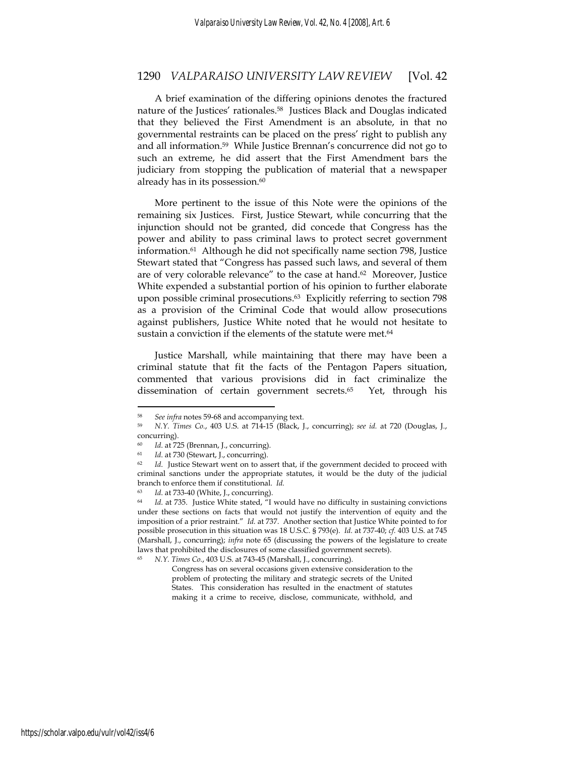A brief examination of the differing opinions denotes the fractured nature of the Justices' rationales.[58] Justices Black and Douglas indicated that they believed the First Amendment is an absolute, in that no governmental restraints can be placed on the press' right to publish any and all information.[59] While Justice Brennan's concurrence did not go to such an extreme, he did assert that the First Amendment bars the judiciary from stopping the publication of material that a newspaper already has in its possession.[60]

More pertinent to the issue of this Note were the opinions of the remaining six Justices. First, Justice Stewart, while concurring that the injunction should not be granted, did concede that Congress has the power and ability to pass criminal laws to protect secret government information.[61] Although he did not specifically name section 798, Justice Stewart stated that "Congress has passed such laws, and several of them are of very colorable relevance" to the case at hand.[62] Moreover, Justice White expended a substantial portion of his opinion to further elaborate upon possible criminal prosecutions.[63] Explicitly referring to section 798 as a provision of the Criminal Code that would allow prosecutions against publishers, Justice White noted that he would not hesitate to sustain a conviction if the elements of the statute were met.[64]

Justice Marshall, while maintaining that there may have been a criminal statute that fit the facts of the Pentagon Papers situation, commented that various provisions did in fact criminalize the dissemination of certain government secrets.[65] Yet, through his

---

[58] *See infra* notes 59-68 and accompanying text.

[59] *N.Y. Times Co.*, 403 U.S. at 714-15 (Black, J., concurring); *see id.* at 720 (Douglas, J., concurring).

[60] *Id.* at 725 (Brennan, J., concurring).

[61] *Id.* at 730 (Stewart, J., concurring).

[62] *Id.* Justice Stewart went on to assert that, if the government decided to proceed with criminal sanctions under the appropriate statutes, it would be the duty of the judicial branch to enforce them if constitutional. *Id.*

[63] *Id.* at 733-40 (White, J., concurring).

[64] *Id.* at 735. Justice White stated, "I would have no difficulty in sustaining convictions under these sections on facts that would not justify the intervention of equity and the imposition of a prior restraint." *Id.* at 737. Another section that Justice White pointed to for possible prosecution in this situation was 18 U.S.C. § 793(e). *Id.* at 737-40; *cf.* 403 U.S. at 745 (Marshall, J., concurring); *infra* note 65 (discussing the powers of the legislature to create laws that prohibited the disclosures of some classified government secrets).

[65] *N.Y. Times Co.*, 403 U.S. at 743-45 (Marshall, J., concurring).

> Congress has on several occasions given extensive consideration to the problem of protecting the military and strategic secrets of the United States. This consideration has resulted in the enactment of statutes making it a crime to receive, disclose, communicate, withhold, and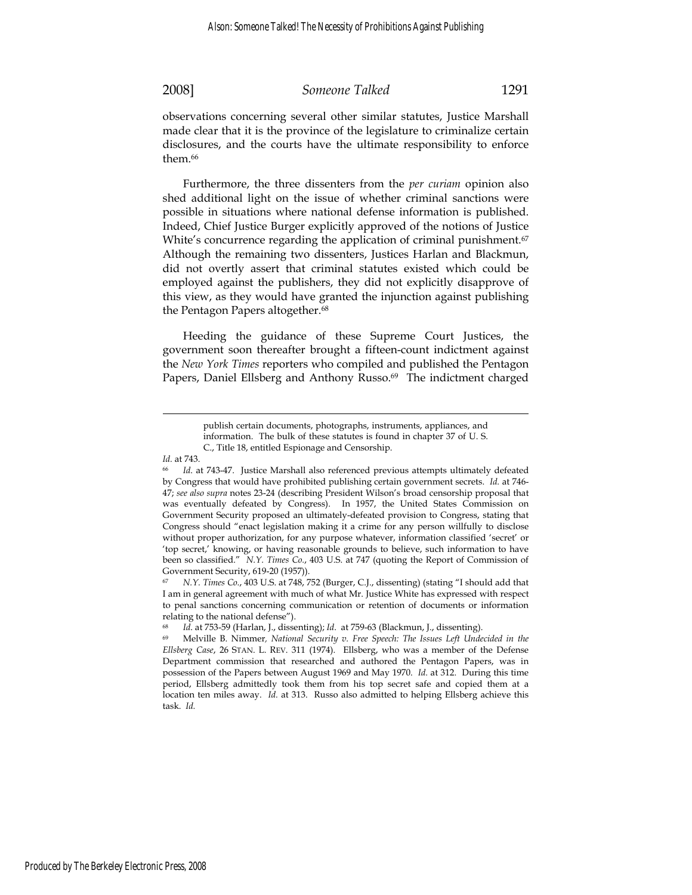observations concerning several other similar statutes, Justice Marshall made clear that it is the province of the legislature to criminalize certain disclosures, and the courts have the ultimate responsibility to enforce them.[66]

Furthermore, the three dissenters from the *per curiam* opinion also shed additional light on the issue of whether criminal sanctions were possible in situations where national defense information is published. Indeed, Chief Justice Burger explicitly approved of the notions of Justice White's concurrence regarding the application of criminal punishment.[67] Although the remaining two dissenters, Justices Harlan and Blackmun, did not overtly assert that criminal statutes existed which could be employed against the publishers, they did not explicitly disapprove of this view, as they would have granted the injunction against publishing the Pentagon Papers altogether.[68]

Heeding the guidance of these Supreme Court Justices, the government soon thereafter brought a fifteen-count indictment against the *New York Times* reporters who compiled and published the Pentagon Papers, Daniel Ellsberg and Anthony Russo.[69] The indictment charged

---

> publish certain documents, photographs, instruments, appliances, and information. The bulk of these statutes is found in chapter 37 of U. S. C., Title 18, entitled Espionage and Censorship.

*Id.* at 743.

[66] *Id.* at 743-47. Justice Marshall also referenced previous attempts ultimately defeated by Congress that would have prohibited publishing certain government secrets. *Id.* at 746-47; *see also supra* notes 23-24 (describing President Wilson's broad censorship proposal that was eventually defeated by Congress). In 1957, the United States Commission on Government Security proposed an ultimately-defeated provision to Congress, stating that Congress should "enact legislation making it a crime for any person willfully to disclose without proper authorization, for any purpose whatever, information classified 'secret' or 'top secret,' knowing, or having reasonable grounds to believe, such information to have been so classified." *N.Y. Times Co.*, 403 U.S. at 747 (quoting the Report of Commission of Government Security, 619-20 (1957)).

[67] *N.Y. Times Co.*, 403 U.S. at 748, 752 (Burger, C.J., dissenting) (stating "I should add that I am in general agreement with much of what Mr. Justice White has expressed with respect to penal sanctions concerning communication or retention of documents or information relating to the national defense").

[68] *Id.* at 753-59 (Harlan, J., dissenting); *Id.* at 759-63 (Blackmun, J., dissenting).

[69] Melville B. Nimmer, *National Security v. Free Speech: The Issues Left Undecided in the Ellsberg Case*, 26 STAN. L. REV. 311 (1974). Ellsberg, who was a member of the Defense Department commission that researched and authored the Pentagon Papers, was in possession of the Papers between August 1969 and May 1970. *Id.* at 312. During this time period, Ellsberg admittedly took them from his top secret safe and copied them at a location ten miles away. *Id.* at 313. Russo also admitted to helping Ellsberg achieve this task. *Id.*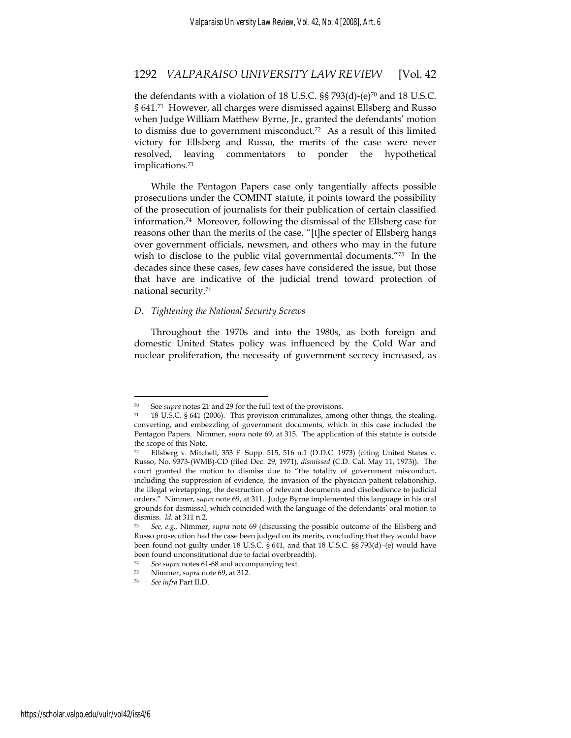the defendants with a violation of 18 U.S.C. §§ 793(d)-(e)[70] and 18 U.S.C. § 641.[71] However, all charges were dismissed against Ellsberg and Russo when Judge William Matthew Byrne, Jr., granted the defendants' motion to dismiss due to government misconduct.[72] As a result of this limited victory for Ellsberg and Russo, the merits of the case were never resolved, leaving commentators to ponder the hypothetical implications.[73]

While the Pentagon Papers case only tangentially affects possible prosecutions under the COMINT statute, it points toward the possibility of the prosecution of journalists for their publication of certain classified information.[74] Moreover, following the dismissal of the Ellsberg case for reasons other than the merits of the case, "[t]he specter of Ellsberg hangs over government officials, newsmen, and others who may in the future wish to disclose to the public vital governmental documents."[75] In the decades since these cases, few cases have considered the issue, but those that have are indicative of the judicial trend toward protection of national security.[76]

*D. Tightening the National Security Screws*

Throughout the 1970s and into the 1980s, as both foreign and domestic United States policy was influenced by the Cold War and nuclear proliferation, the necessity of government secrecy increased, as

---

[70] See *supra* notes 21 and 29 for the full text of the provisions.

[71] 18 U.S.C. § 641 (2006). This provision criminalizes, among other things, the stealing, converting, and embezzling of government documents, which in this case included the Pentagon Papers. Nimmer, *supra* note 69, at 315. The application of this statute is outside the scope of this Note.

[72] Ellsberg v. Mitchell, 353 F. Supp. 515, 516 n.1 (D.D.C. 1973) (citing United States v. Russo, No. 9373-(WMB)-CD (filed Dec. 29, 1971), *dismissed* (C.D. Cal. May 11, 1973)). The court granted the motion to dismiss due to "the totality of government misconduct, including the suppression of evidence, the invasion of the physician-patient relationship, the illegal wiretapping, the destruction of relevant documents and disobedience to judicial orders." Nimmer, *supra* note 69, at 311. Judge Byrne implemented this language in his oral grounds for dismissal, which coincided with the language of the defendants' oral motion to dismiss. *Id.* at 311 n.2.

[73] *See, e.g.,* Nimmer, *supra* note 69 (discussing the possible outcome of the Ellsberg and Russo prosecution had the case been judged on its merits, concluding that they would have been found not guilty under 18 U.S.C. § 641, and that 18 U.S.C. §§ 793(d)–(e) would have been found unconstitutional due to facial overbreadth).

[74] *See supra* notes 61-68 and accompanying text.

[75] Nimmer, *supra* note 69, at 312.

[76] *See infra* Part II.D.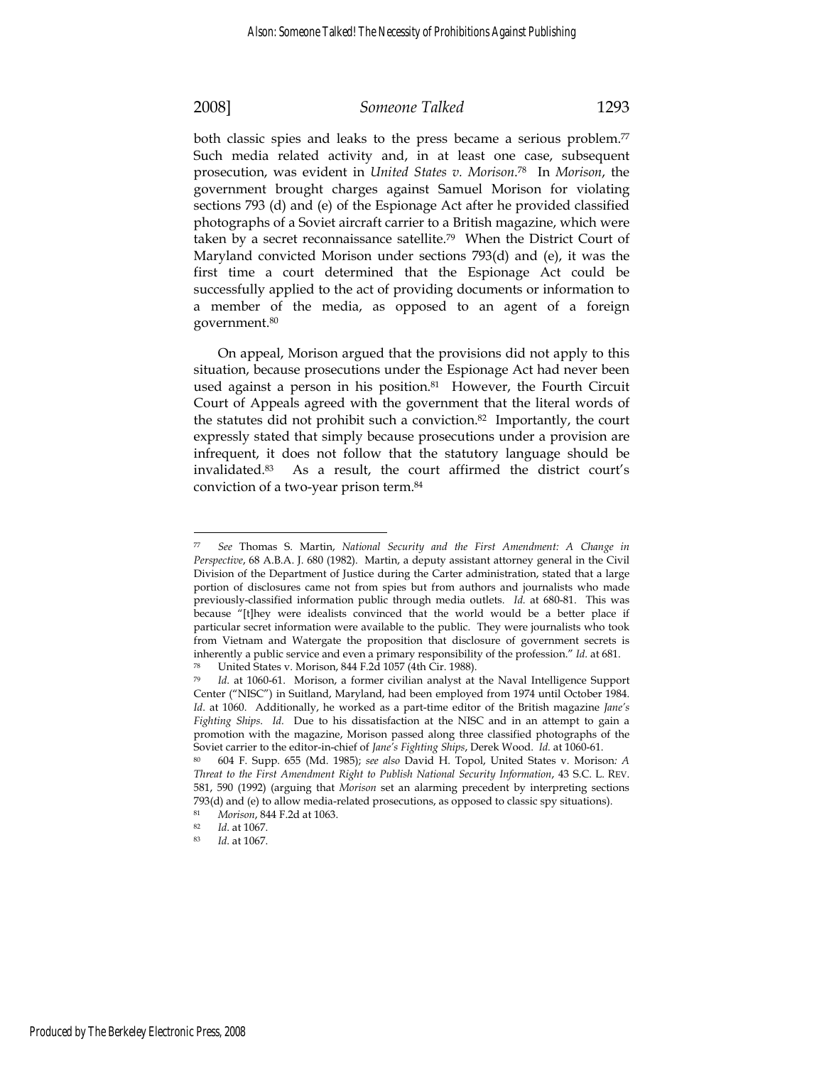both classic spies and leaks to the press became a serious problem.[77] Such media related activity and, in at least one case, subsequent prosecution, was evident in *United States v. Morison*.[78] In *Morison*, the government brought charges against Samuel Morison for violating sections 793 (d) and (e) of the Espionage Act after he provided classified photographs of a Soviet aircraft carrier to a British magazine, which were taken by a secret reconnaissance satellite.[79] When the District Court of Maryland convicted Morison under sections 793(d) and (e), it was the first time a court determined that the Espionage Act could be successfully applied to the act of providing documents or information to a member of the media, as opposed to an agent of a foreign government.[80]

On appeal, Morison argued that the provisions did not apply to this situation, because prosecutions under the Espionage Act had never been used against a person in his position.[81] However, the Fourth Circuit Court of Appeals agreed with the government that the literal words of the statutes did not prohibit such a conviction.[82] Importantly, the court expressly stated that simply because prosecutions under a provision are infrequent, it does not follow that the statutory language should be invalidated.[83] As a result, the court affirmed the district court's conviction of a two-year prison term.[84]

---

[77] *See* Thomas S. Martin, *National Security and the First Amendment: A Change in Perspective*, 68 A.B.A. J. 680 (1982). Martin, a deputy assistant attorney general in the Civil Division of the Department of Justice during the Carter administration, stated that a large portion of disclosures came not from spies but from authors and journalists who made previously-classified information public through media outlets. *Id.* at 680-81. This was because "[t]hey were idealists convinced that the world would be a better place if particular secret information were available to the public. They were journalists who took from Vietnam and Watergate the proposition that disclosure of government secrets is inherently a public service and even a primary responsibility of the profession." *Id.* at 681.

[78] United States v. Morison, 844 F.2d 1057 (4th Cir. 1988).

[79] *Id.* at 1060-61. Morison, a former civilian analyst at the Naval Intelligence Support Center ("NISC") in Suitland, Maryland, had been employed from 1974 until October 1984. *Id.* at 1060. Additionally, he worked as a part-time editor of the British magazine *Jane's Fighting Ships*. *Id.* Due to his dissatisfaction at the NISC and in an attempt to gain a promotion with the magazine, Morison passed along three classified photographs of the Soviet carrier to the editor-in-chief of *Jane's Fighting Ships*, Derek Wood. *Id.* at 1060-61.

[80] 604 F. Supp. 655 (Md. 1985); *see also* David H. Topol, United States v. Morison*: A Threat to the First Amendment Right to Publish National Security Information*, 43 S.C. L. REV. 581, 590 (1992) (arguing that *Morison* set an alarming precedent by interpreting sections 793(d) and (e) to allow media-related prosecutions, as opposed to classic spy situations).

[81] *Morison*, 844 F.2d at 1063.

[82] *Id.* at 1067.

[83] *Id.* at 1067.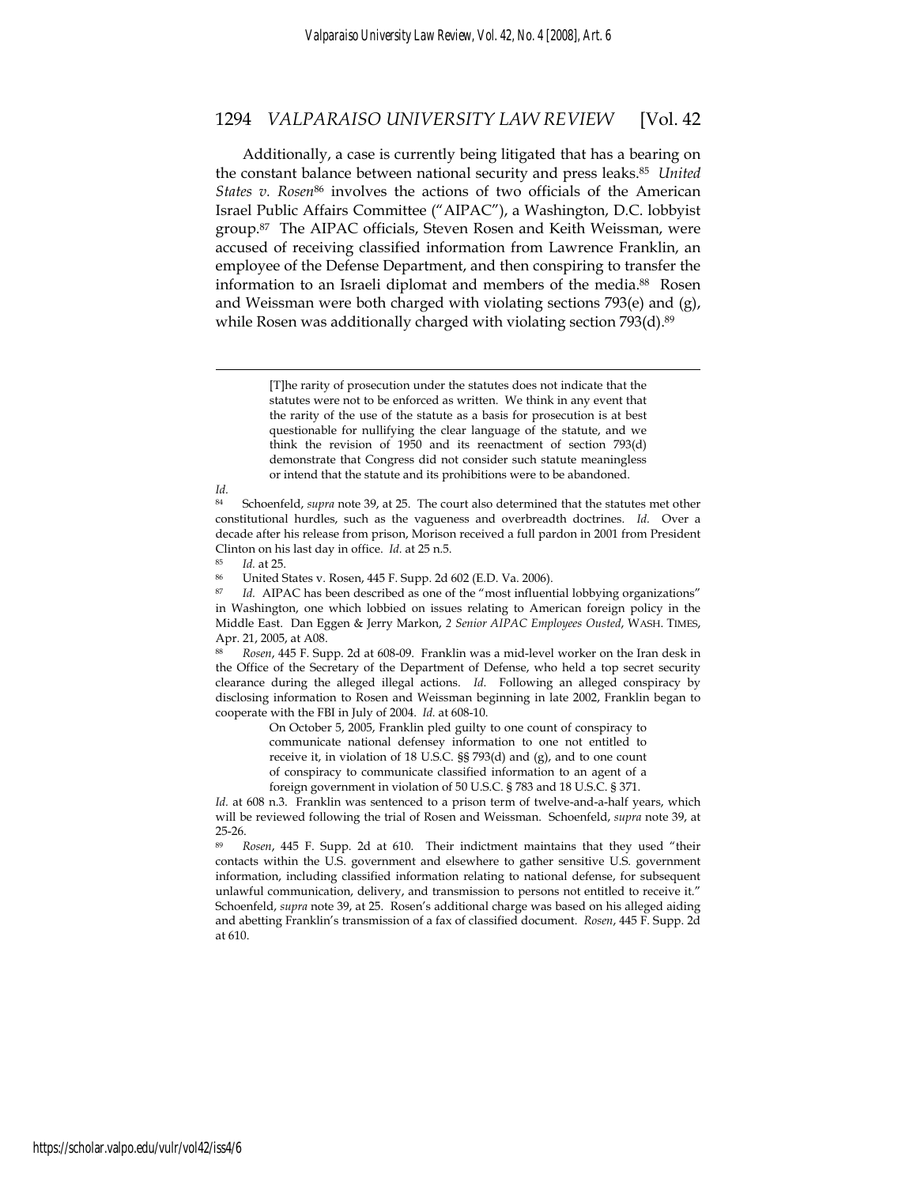Additionally, a case is currently being litigated that has a bearing on the constant balance between national security and press leaks.[85] *United States v. Rosen*[86] involves the actions of two officials of the American Israel Public Affairs Committee ("AIPAC"), a Washington, D.C. lobbyist group.[87] The AIPAC officials, Steven Rosen and Keith Weissman, were accused of receiving classified information from Lawrence Franklin, an employee of the Defense Department, and then conspiring to transfer the information to an Israeli diplomat and members of the media.[88] Rosen and Weissman were both charged with violating sections 793(e) and (g), while Rosen was additionally charged with violating section 793(d).[89]

---

> [T]he rarity of prosecution under the statutes does not indicate that the statutes were not to be enforced as written. We think in any event that the rarity of the use of the statute as a basis for prosecution is at best questionable for nullifying the clear language of the statute, and we think the revision of 1950 and its reenactment of section 793(d) demonstrate that Congress did not consider such statute meaningless or intend that the statute and its prohibitions were to be abandoned.

*Id.*

[84] Schoenfeld, *supra* note 39, at 25. The court also determined that the statutes met other constitutional hurdles, such as the vagueness and overbreadth doctrines. *Id.* Over a decade after his release from prison, Morison received a full pardon in 2001 from President Clinton on his last day in office. *Id.* at 25 n.5.

[85] *Id.* at 25.

[86] United States v. Rosen, 445 F. Supp. 2d 602 (E.D. Va. 2006).

[87] *Id.* AIPAC has been described as one of the "most influential lobbying organizations" in Washington, one which lobbied on issues relating to American foreign policy in the Middle East. Dan Eggen & Jerry Markon, *2 Senior AIPAC Employees Ousted*, WASH. TIMES, Apr. 21, 2005, at A08.

[88] *Rosen*, 445 F. Supp. 2d at 608-09. Franklin was a mid-level worker on the Iran desk in the Office of the Secretary of the Department of Defense, who held a top secret security clearance during the alleged illegal actions. *Id.* Following an alleged conspiracy by disclosing information to Rosen and Weissman beginning in late 2002, Franklin began to cooperate with the FBI in July of 2004. *Id.* at 608-10.

> On October 5, 2005, Franklin pled guilty to one count of conspiracy to communicate national defensey information to one not entitled to receive it, in violation of 18 U.S.C. §§ 793(d) and (g), and to one count of conspiracy to communicate classified information to an agent of a foreign government in violation of 50 U.S.C. § 783 and 18 U.S.C. § 371.

*Id.* at 608 n.3. Franklin was sentenced to a prison term of twelve-and-a-half years, which will be reviewed following the trial of Rosen and Weissman. Schoenfeld, *supra* note 39, at 25-26.

[89] *Rosen*, 445 F. Supp. 2d at 610. Their indictment maintains that they used "their contacts within the U.S. government and elsewhere to gather sensitive U.S. government information, including classified information relating to national defense, for subsequent unlawful communication, delivery, and transmission to persons not entitled to receive it." Schoenfeld, *supra* note 39, at 25. Rosen's additional charge was based on his alleged aiding and abetting Franklin's transmission of a fax of classified document. *Rosen*, 445 F. Supp. 2d at 610.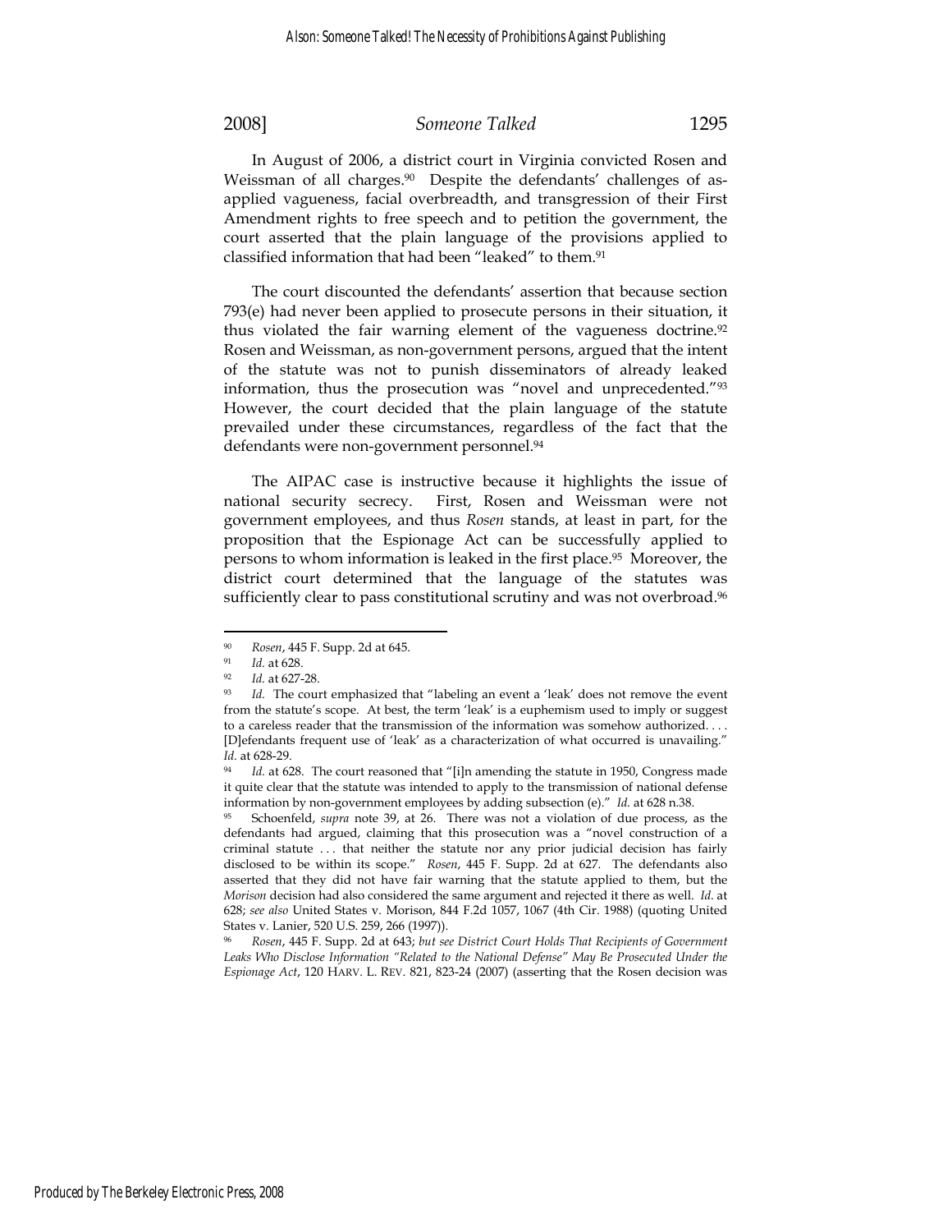In August of 2006, a district court in Virginia convicted Rosen and Weissman of all charges.[90] Despite the defendants' challenges of as-applied vagueness, facial overbreadth, and transgression of their First Amendment rights to free speech and to petition the government, the court asserted that the plain language of the provisions applied to classified information that had been "leaked" to them.[91]

The court discounted the defendants' assertion that because section 793(e) had never been applied to prosecute persons in their situation, it thus violated the fair warning element of the vagueness doctrine.[92] Rosen and Weissman, as non-government persons, argued that the intent of the statute was not to punish disseminators of already leaked information, thus the prosecution was "novel and unprecedented."[93] However, the court decided that the plain language of the statute prevailed under these circumstances, regardless of the fact that the defendants were non-government personnel.[94]

The AIPAC case is instructive because it highlights the issue of national security secrecy. First, Rosen and Weissman were not government employees, and thus *Rosen* stands, at least in part, for the proposition that the Espionage Act can be successfully applied to persons to whom information is leaked in the first place.[95] Moreover, the district court determined that the language of the statutes was sufficiently clear to pass constitutional scrutiny and was not overbroad.[96]

---

[90] *Rosen*, 445 F. Supp. 2d at 645.

[91] *Id.* at 628.

[92] *Id.* at 627-28.

[93] *Id.* The court emphasized that "labeling an event a 'leak' does not remove the event from the statute's scope. At best, the term 'leak' is a euphemism used to imply or suggest to a careless reader that the transmission of the information was somehow authorized. . . . [D]efendants frequent use of 'leak' as a characterization of what occurred is unavailing." *Id.* at 628-29.

[94] *Id.* at 628. The court reasoned that "[i]n amending the statute in 1950, Congress made it quite clear that the statute was intended to apply to the transmission of national defense information by non-government employees by adding subsection (e)." *Id.* at 628 n.38.

[95] Schoenfeld, *supra* note 39, at 26. There was not a violation of due process, as the defendants had argued, claiming that this prosecution was a "novel construction of a criminal statute . . . that neither the statute nor any prior judicial decision has fairly disclosed to be within its scope." *Rosen*, 445 F. Supp. 2d at 627. The defendants also asserted that they did not have fair warning that the statute applied to them, but the *Morison* decision had also considered the same argument and rejected it there as well. *Id.* at 628; *see also* United States v. Morison, 844 F.2d 1057, 1067 (4th Cir. 1988) (quoting United States v. Lanier, 520 U.S. 259, 266 (1997)).

[96] *Rosen*, 445 F. Supp. 2d at 643; *but see District Court Holds That Recipients of Government Leaks Who Disclose Information "Related to the National Defense" May Be Prosecuted Under the Espionage Act*, 120 HARV. L. REV. 821, 823-24 (2007) (asserting that the Rosen decision was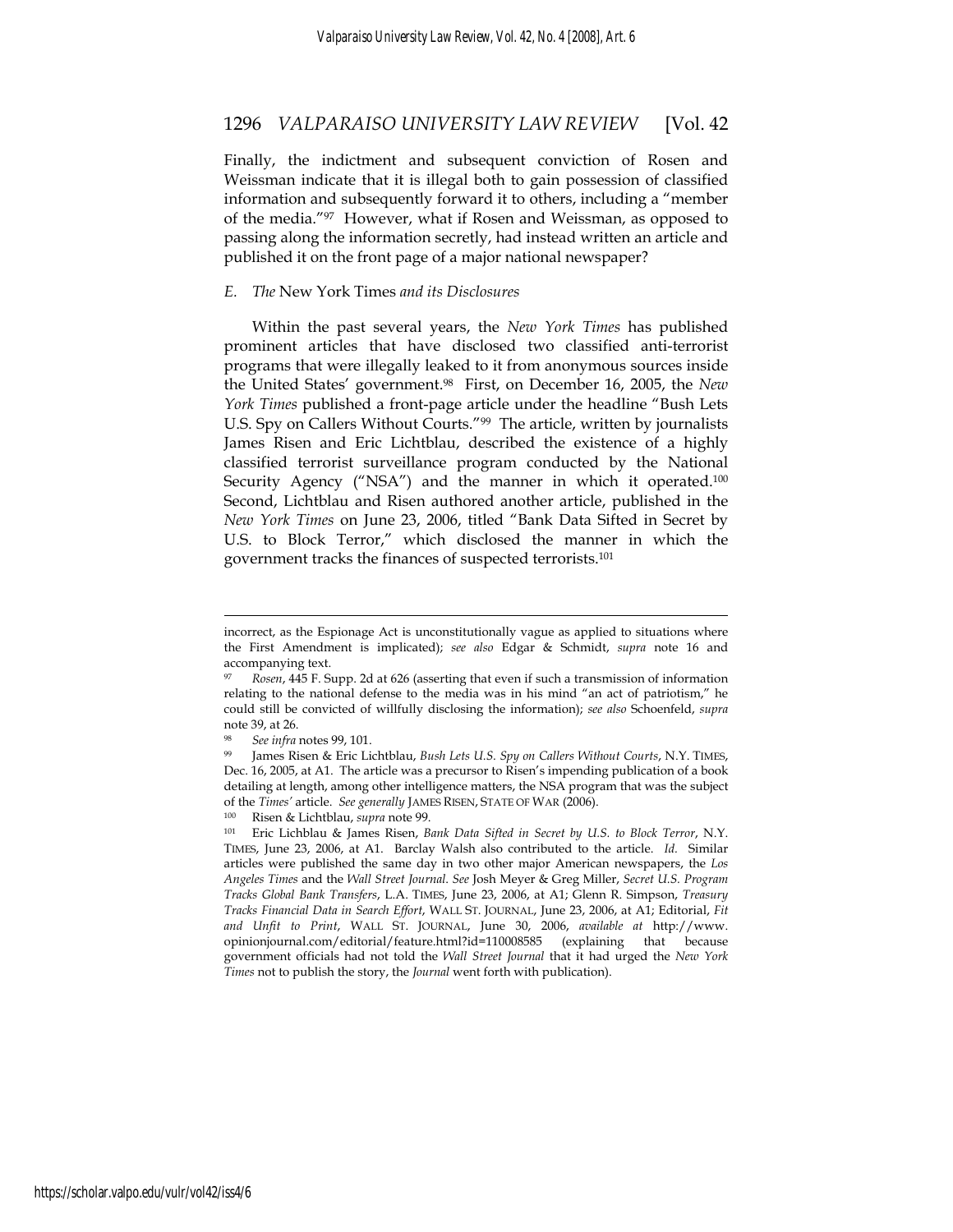Finally, the indictment and subsequent conviction of Rosen and Weissman indicate that it is illegal both to gain possession of classified information and subsequently forward it to others, including a "member of the media."[97] However, what if Rosen and Weissman, as opposed to passing along the information secretly, had instead written an article and published it on the front page of a major national newspaper?

### E. *The* New York Times *and its Disclosures*

Within the past several years, the *New York Times* has published prominent articles that have disclosed two classified anti-terrorist programs that were illegally leaked to it from anonymous sources inside the United States' government.[98] First, on December 16, 2005, the *New York Times* published a front-page article under the headline "Bush Lets U.S. Spy on Callers Without Courts."[99] The article, written by journalists James Risen and Eric Lichtblau, described the existence of a highly classified terrorist surveillance program conducted by the National Security Agency ("NSA") and the manner in which it operated.[100] Second, Lichtblau and Risen authored another article, published in the *New York Times* on June 23, 2006, titled "Bank Data Sifted in Secret by U.S. to Block Terror," which disclosed the manner in which the government tracks the finances of suspected terrorists.[101]

---

incorrect, as the Espionage Act is unconstitutionally vague as applied to situations where the First Amendment is implicated); *see also* Edgar & Schmidt, *supra* note 16 and accompanying text.

[97] *Rosen*, 445 F. Supp. 2d at 626 (asserting that even if such a transmission of information relating to the national defense to the media was in his mind "an act of patriotism," he could still be convicted of willfully disclosing the information); *see also* Schoenfeld, *supra* note 39, at 26.

[98] *See infra* notes 99, 101.

[99] James Risen & Eric Lichtblau, *Bush Lets U.S. Spy on Callers Without Courts*, N.Y. TIMES, Dec. 16, 2005, at A1. The article was a precursor to Risen's impending publication of a book detailing at length, among other intelligence matters, the NSA program that was the subject of the *Times'* article. *See generally* JAMES RISEN, STATE OF WAR (2006).

[100] Risen & Lichtblau, *supra* note 99.

[101] Eric Lichblau & James Risen, *Bank Data Sifted in Secret by U.S. to Block Terror*, N.Y. TIMES, June 23, 2006, at A1. Barclay Walsh also contributed to the article. *Id.* Similar articles were published the same day in two other major American newspapers, the *Los Angeles Times* and the *Wall Street Journal*. *See* Josh Meyer & Greg Miller, *Secret U.S. Program Tracks Global Bank Transfers*, L.A. TIMES, June 23, 2006, at A1; Glenn R. Simpson, *Treasury Tracks Financial Data in Search Effort*, WALL ST. JOURNAL, June 23, 2006, at A1; Editorial, *Fit and Unfit to Print*, WALL ST. JOURNAL, June 30, 2006, *available at* http://www.opinionjournal.com/editorial/feature.html?id=110008585 (explaining that because government officials had not told the *Wall Street Journal* that it had urged the *New York Times* not to publish the story, the *Journal* went forth with publication).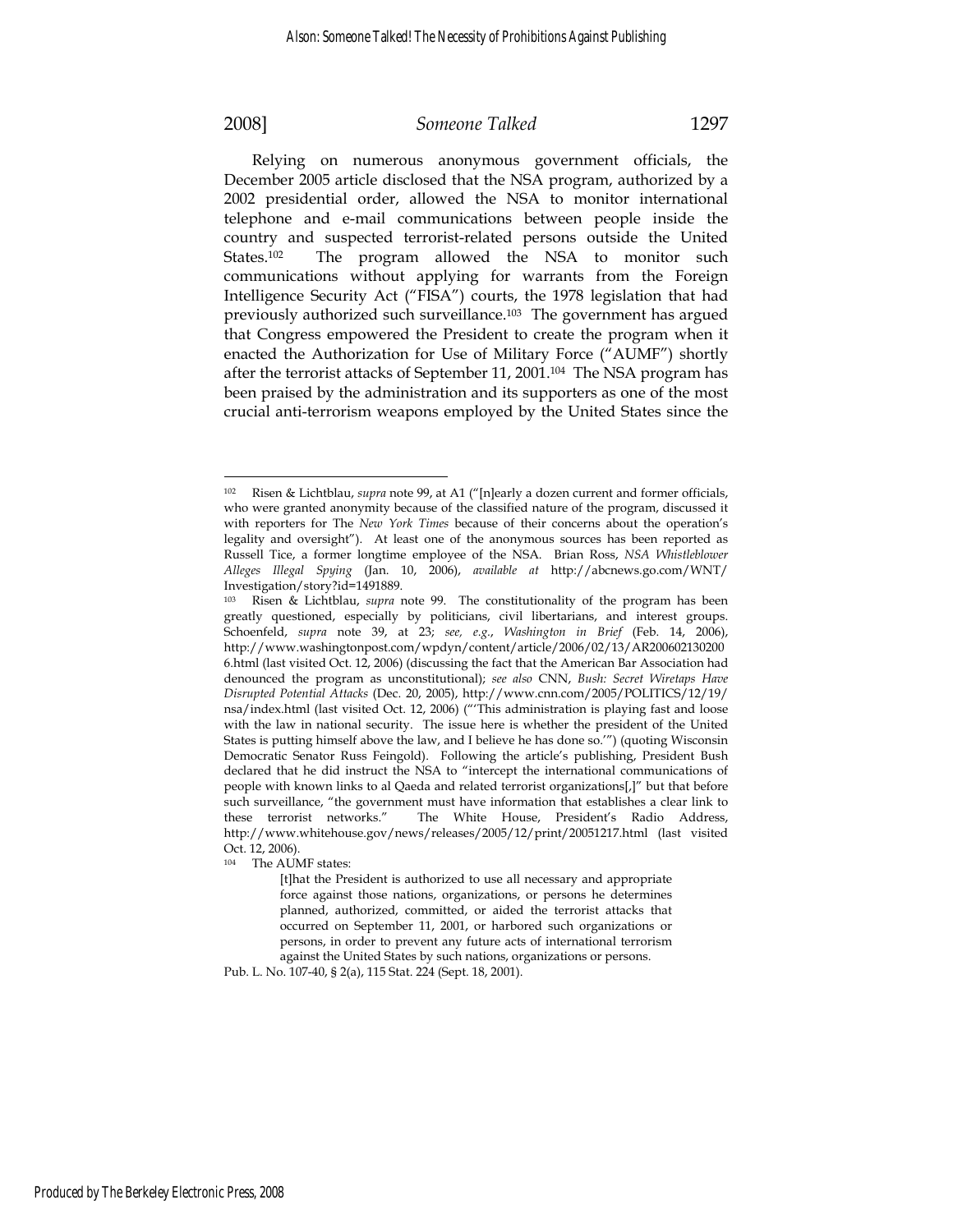Relying on numerous anonymous government officials, the December 2005 article disclosed that the NSA program, authorized by a 2002 presidential order, allowed the NSA to monitor international telephone and e-mail communications between people inside the country and suspected terrorist-related persons outside the United States.[102] The program allowed the NSA to monitor such communications without applying for warrants from the Foreign Intelligence Security Act ("FISA") courts, the 1978 legislation that had previously authorized such surveillance.[103] The government has argued that Congress empowered the President to create the program when it enacted the Authorization for Use of Military Force ("AUMF") shortly after the terrorist attacks of September 11, 2001.[104] The NSA program has been praised by the administration and its supporters as one of the most crucial anti-terrorism weapons employed by the United States since the

---

[102] Risen & Lichtblau, *supra* note 99, at A1 ("[n]early a dozen current and former officials, who were granted anonymity because of the classified nature of the program, discussed it with reporters for The *New York Times* because of their concerns about the operation's legality and oversight"). At least one of the anonymous sources has been reported as Russell Tice, a former longtime employee of the NSA. Brian Ross, *NSA Whistleblower Alleges Illegal Spying* (Jan. 10, 2006), *available at* http://abcnews.go.com/WNT/Investigation/story?id=1491889.

[103] Risen & Lichtblau, *supra* note 99. The constitutionality of the program has been greatly questioned, especially by politicians, civil libertarians, and interest groups. Schoenfeld, *supra* note 39, at 23; *see, e.g.*, *Washington in Brief* (Feb. 14, 2006), http://www.washingtonpost.com/wpdyn/content/article/2006/02/13/AR2006021302006.html (last visited Oct. 12, 2006) (discussing the fact that the American Bar Association had denounced the program as unconstitutional); *see also* CNN, *Bush: Secret Wiretaps Have Disrupted Potential Attacks* (Dec. 20, 2005), http://www.cnn.com/2005/POLITICS/12/19/nsa/index.html (last visited Oct. 12, 2006) ("'This administration is playing fast and loose with the law in national security. The issue here is whether the president of the United States is putting himself above the law, and I believe he has done so.'") (quoting Wisconsin Democratic Senator Russ Feingold). Following the article's publishing, President Bush declared that he did instruct the NSA to "intercept the international communications of people with known links to al Qaeda and related terrorist organizations[,]" but that before such surveillance, "the government must have information that establishes a clear link to these terrorist networks." The White House, President's Radio Address, http://www.whitehouse.gov/news/releases/2005/12/print/20051217.html (last visited Oct. 12, 2006).

[104] The AUMF states:

> [t]hat the President is authorized to use all necessary and appropriate force against those nations, organizations, or persons he determines planned, authorized, committed, or aided the terrorist attacks that occurred on September 11, 2001, or harbored such organizations or persons, in order to prevent any future acts of international terrorism against the United States by such nations, organizations or persons.

Pub. L. No. 107-40, § 2(a), 115 Stat. 224 (Sept. 18, 2001).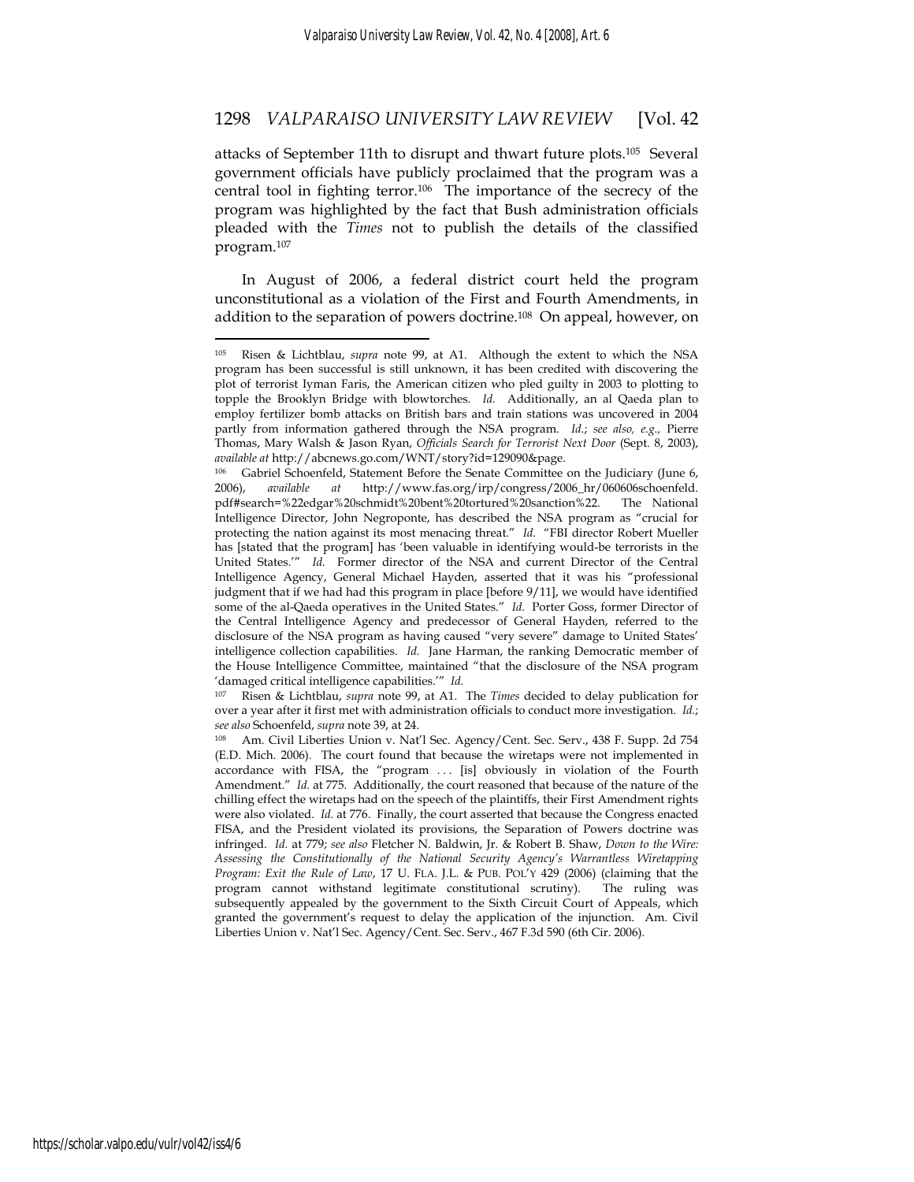attacks of September 11th to disrupt and thwart future plots.[105] Several government officials have publicly proclaimed that the program was a central tool in fighting terror.[106] The importance of the secrecy of the program was highlighted by the fact that Bush administration officials pleaded with the *Times* not to publish the details of the classified program.[107]

In August of 2006, a federal district court held the program unconstitutional as a violation of the First and Fourth Amendments, in addition to the separation of powers doctrine.[108] On appeal, however, on

---

[105] Risen & Lichtblau, *supra* note 99, at A1. Although the extent to which the NSA program has been successful is still unknown, it has been credited with discovering the plot of terrorist Iyman Faris, the American citizen who pled guilty in 2003 to plotting to topple the Brooklyn Bridge with blowtorches. *Id.* Additionally, an al Qaeda plan to employ fertilizer bomb attacks on British bars and train stations was uncovered in 2004 partly from information gathered through the NSA program. *Id.*; *see also, e.g.*, Pierre Thomas, Mary Walsh & Jason Ryan, *Officials Search for Terrorist Next Door* (Sept. 8, 2003), *available at* http://abcnews.go.com/WNT/story?id=129090&page.

[106] Gabriel Schoenfeld, Statement Before the Senate Committee on the Judiciary (June 6, 2006), *available at* http://www.fas.org/irp/congress/2006_hr/060606schoenfeld.pdf#search=%22edgar%20schmidt%20bent%20tortured%20sanction%22. The National Intelligence Director, John Negroponte, has described the NSA program as "crucial for protecting the nation against its most menacing threat." *Id.* "FBI director Robert Mueller has [stated that the program] has 'been valuable in identifying would-be terrorists in the United States.'" *Id.* Former director of the NSA and current Director of the Central Intelligence Agency, General Michael Hayden, asserted that it was his "professional judgment that if we had had this program in place [before 9/11], we would have identified some of the al-Qaeda operatives in the United States." *Id.* Porter Goss, former Director of the Central Intelligence Agency and predecessor of General Hayden, referred to the disclosure of the NSA program as having caused "very severe" damage to United States' intelligence collection capabilities. *Id.* Jane Harman, the ranking Democratic member of the House Intelligence Committee, maintained "that the disclosure of the NSA program 'damaged critical intelligence capabilities.'" *Id.*

[107] Risen & Lichtblau, *supra* note 99, at A1. The *Times* decided to delay publication for over a year after it first met with administration officials to conduct more investigation. *Id.*; *see also* Schoenfeld, *supra* note 39, at 24.

[108] Am. Civil Liberties Union v. Nat'l Sec. Agency/Cent. Sec. Serv., 438 F. Supp. 2d 754 (E.D. Mich. 2006). The court found that because the wiretaps were not implemented in accordance with FISA, the "program . . . [is] obviously in violation of the Fourth Amendment." *Id.* at 775. Additionally, the court reasoned that because of the nature of the chilling effect the wiretaps had on the speech of the plaintiffs, their First Amendment rights were also violated. *Id.* at 776. Finally, the court asserted that because the Congress enacted FISA, and the President violated its provisions, the Separation of Powers doctrine was infringed. *Id.* at 779; *see also* Fletcher N. Baldwin, Jr. & Robert B. Shaw, *Down to the Wire: Assessing the Constitutionally of the National Security Agency's Warrantless Wiretapping Program: Exit the Rule of Law*, 17 U. FLA. J.L. & PUB. POL'Y 429 (2006) (claiming that the program cannot withstand legitimate constitutional scrutiny). The ruling was subsequently appealed by the government to the Sixth Circuit Court of Appeals, which granted the government's request to delay the application of the injunction. Am. Civil Liberties Union v. Nat'l Sec. Agency/Cent. Sec. Serv., 467 F.3d 590 (6th Cir. 2006).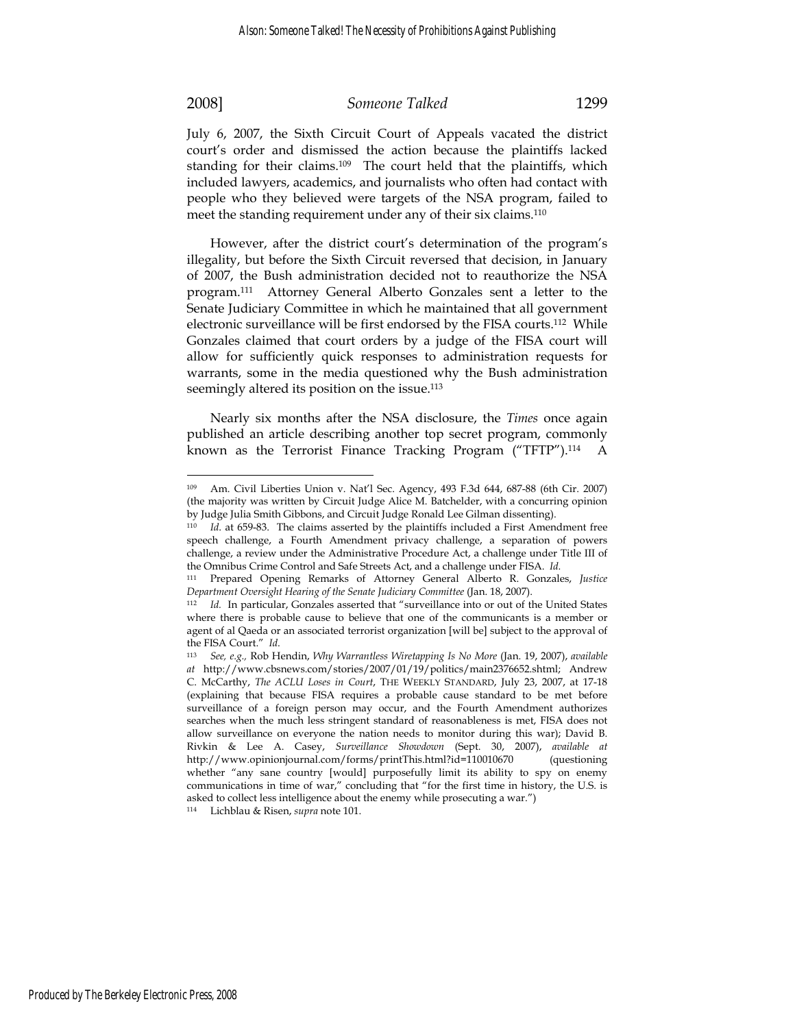July 6, 2007, the Sixth Circuit Court of Appeals vacated the district court's order and dismissed the action because the plaintiffs lacked standing for their claims.[109] The court held that the plaintiffs, which included lawyers, academics, and journalists who often had contact with people who they believed were targets of the NSA program, failed to meet the standing requirement under any of their six claims.[110]

However, after the district court's determination of the program's illegality, but before the Sixth Circuit reversed that decision, in January of 2007, the Bush administration decided not to reauthorize the NSA program.[111] Attorney General Alberto Gonzales sent a letter to the Senate Judiciary Committee in which he maintained that all government electronic surveillance will be first endorsed by the FISA courts.[112] While Gonzales claimed that court orders by a judge of the FISA court will allow for sufficiently quick responses to administration requests for warrants, some in the media questioned why the Bush administration seemingly altered its position on the issue.[113]

Nearly six months after the NSA disclosure, the *Times* once again published an article describing another top secret program, commonly known as the Terrorist Finance Tracking Program ("TFTP").[114] A

---

[109] Am. Civil Liberties Union v. Nat'l Sec. Agency, 493 F.3d 644, 687-88 (6th Cir. 2007) (the majority was written by Circuit Judge Alice M. Batchelder, with a concurring opinion by Judge Julia Smith Gibbons, and Circuit Judge Ronald Lee Gilman dissenting).

[110] *Id.* at 659-83. The claims asserted by the plaintiffs included a First Amendment free speech challenge, a Fourth Amendment privacy challenge, a separation of powers challenge, a review under the Administrative Procedure Act, a challenge under Title III of the Omnibus Crime Control and Safe Streets Act, and a challenge under FISA. *Id.*

[111] Prepared Opening Remarks of Attorney General Alberto R. Gonzales, *Justice Department Oversight Hearing of the Senate Judiciary Committee* (Jan. 18, 2007).

[112] *Id.* In particular, Gonzales asserted that "surveillance into or out of the United States where there is probable cause to believe that one of the communicants is a member or agent of al Qaeda or an associated terrorist organization [will be] subject to the approval of the FISA Court." *Id.*

[113] *See, e.g.,* Rob Hendin, *Why Warrantless Wiretapping Is No More* (Jan. 19, 2007), *available at* http://www.cbsnews.com/stories/2007/01/19/politics/main2376652.shtml; Andrew C. McCarthy, *The ACLU Loses in Court*, THE WEEKLY STANDARD, July 23, 2007, at 17-18 (explaining that because FISA requires a probable cause standard to be met before surveillance of a foreign person may occur, and the Fourth Amendment authorizes searches when the much less stringent standard of reasonableness is met, FISA does not allow surveillance on everyone the nation needs to monitor during this war); David B. Rivkin & Lee A. Casey, *Surveillance Showdown* (Sept. 30, 2007), *available at* http://www.opinionjournal.com/forms/printThis.html?id=110010670 (questioning whether "any sane country [would] purposefully limit its ability to spy on enemy communications in time of war," concluding that "for the first time in history, the U.S. is asked to collect less intelligence about the enemy while prosecuting a war.")

[114] Lichblau & Risen, *supra* note 101.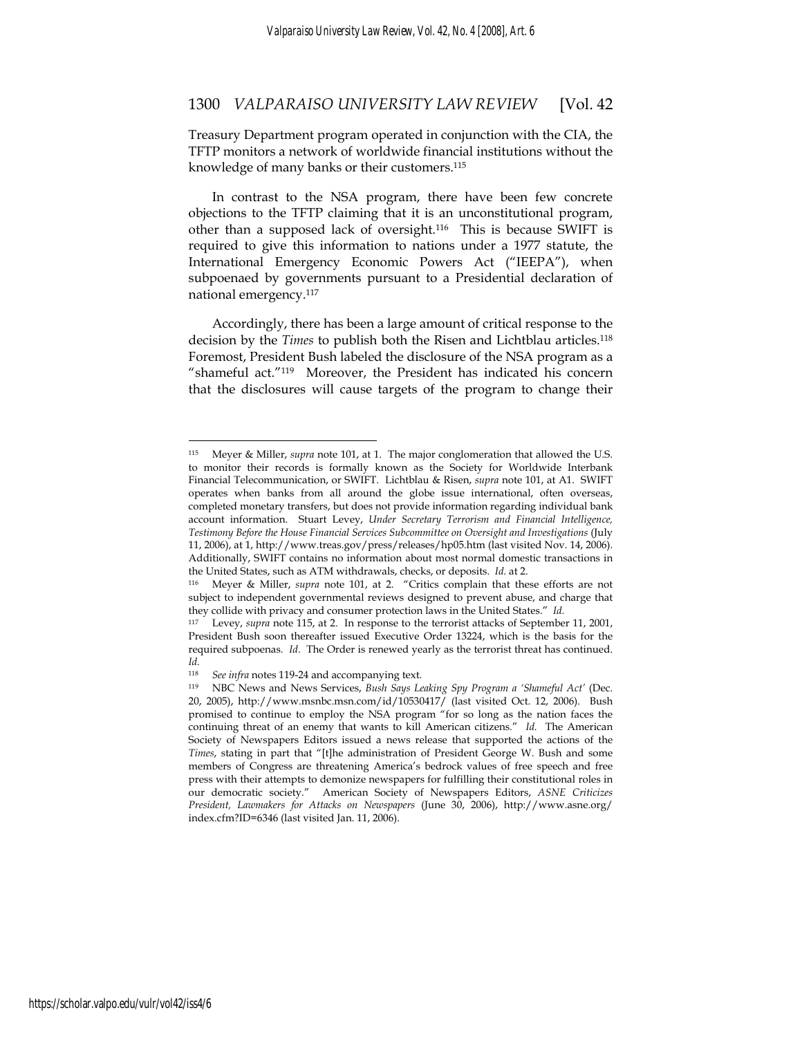Treasury Department program operated in conjunction with the CIA, the TFTP monitors a network of worldwide financial institutions without the knowledge of many banks or their customers.[115]

In contrast to the NSA program, there have been few concrete objections to the TFTP claiming that it is an unconstitutional program, other than a supposed lack of oversight.[116] This is because SWIFT is required to give this information to nations under a 1977 statute, the International Emergency Economic Powers Act ("IEEPA"), when subpoenaed by governments pursuant to a Presidential declaration of national emergency.[117]

Accordingly, there has been a large amount of critical response to the decision by the *Times* to publish both the Risen and Lichtblau articles.[118] Foremost, President Bush labeled the disclosure of the NSA program as a "shameful act."[119] Moreover, the President has indicated his concern that the disclosures will cause targets of the program to change their

---

[115] Meyer & Miller, *supra* note 101, at 1. The major conglomeration that allowed the U.S. to monitor their records is formally known as the Society for Worldwide Interbank Financial Telecommunication, or SWIFT. Lichtblau & Risen, *supra* note 101, at A1. SWIFT operates when banks from all around the globe issue international, often overseas, completed monetary transfers, but does not provide information regarding individual bank account information. Stuart Levey, *Under Secretary Terrorism and Financial Intelligence, Testimony Before the House Financial Services Subcommittee on Oversight and Investigations* (July 11, 2006), at 1, http://www.treas.gov/press/releases/hp05.htm (last visited Nov. 14, 2006). Additionally, SWIFT contains no information about most normal domestic transactions in the United States, such as ATM withdrawals, checks, or deposits. *Id.* at 2.

[116] Meyer & Miller, *supra* note 101, at 2. "Critics complain that these efforts are not subject to independent governmental reviews designed to prevent abuse, and charge that they collide with privacy and consumer protection laws in the United States." *Id.*

[117] Levey, *supra* note 115, at 2. In response to the terrorist attacks of September 11, 2001, President Bush soon thereafter issued Executive Order 13224, which is the basis for the required subpoenas. *Id*. The Order is renewed yearly as the terrorist threat has continued. *Id*.

[118] *See infra* notes 119-24 and accompanying text.

[119] NBC News and News Services, *Bush Says Leaking Spy Program a 'Shameful Act'* (Dec. 20, 2005), http://www.msnbc.msn.com/id/10530417/ (last visited Oct. 12, 2006). Bush promised to continue to employ the NSA program "for so long as the nation faces the continuing threat of an enemy that wants to kill American citizens." *Id.* The American Society of Newspapers Editors issued a news release that supported the actions of the *Times*, stating in part that "[t]he administration of President George W. Bush and some members of Congress are threatening America's bedrock values of free speech and free press with their attempts to demonize newspapers for fulfilling their constitutional roles in our democratic society." American Society of Newspapers Editors, *ASNE Criticizes President, Lawmakers for Attacks on Newspapers* (June 30, 2006), http://www.asne.org/index.cfm?ID=6346 (last visited Jan. 11, 2006).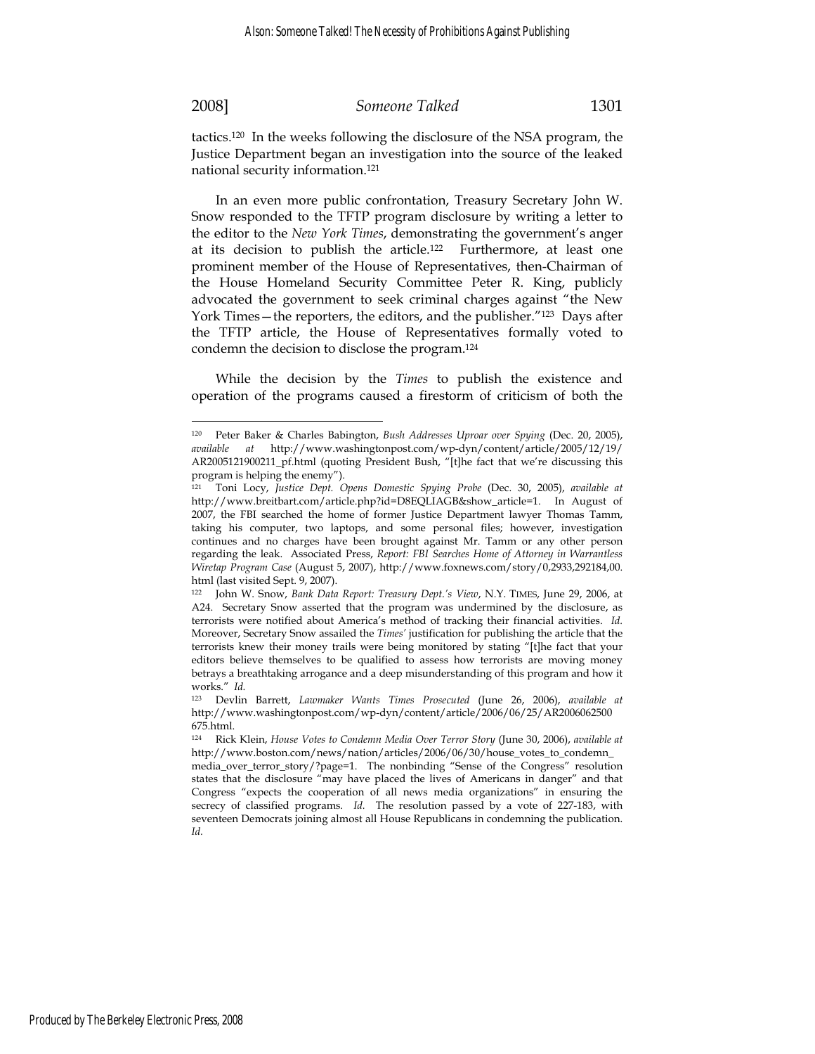tactics.[120] In the weeks following the disclosure of the NSA program, the Justice Department began an investigation into the source of the leaked national security information.[121]

In an even more public confrontation, Treasury Secretary John W. Snow responded to the TFTP program disclosure by writing a letter to the editor to the *New York Times*, demonstrating the government's anger at its decision to publish the article.[122] Furthermore, at least one prominent member of the House of Representatives, then-Chairman of the House Homeland Security Committee Peter R. King, publicly advocated the government to seek criminal charges against "the New York Times—the reporters, the editors, and the publisher."[123] Days after the TFTP article, the House of Representatives formally voted to condemn the decision to disclose the program.[124]

While the decision by the *Times* to publish the existence and operation of the programs caused a firestorm of criticism of both the

---

[120] Peter Baker & Charles Babington, *Bush Addresses Uproar over Spying* (Dec. 20, 2005), *available at* http://www.washingtonpost.com/wp-dyn/content/article/2005/12/19/AR2005121900211_pf.html (quoting President Bush, "[t]he fact that we're discussing this program is helping the enemy").

[121] Toni Locy, *Justice Dept. Opens Domestic Spying Probe* (Dec. 30, 2005), *available at* http://www.breitbart.com/article.php?id=D8EQLIAGB&show_article=1. In August of 2007, the FBI searched the home of former Justice Department lawyer Thomas Tamm, taking his computer, two laptops, and some personal files; however, investigation continues and no charges have been brought against Mr. Tamm or any other person regarding the leak. Associated Press, *Report: FBI Searches Home of Attorney in Warrantless Wiretap Program Case* (August 5, 2007), http://www.foxnews.com/story/0,2933,292184,00.html (last visited Sept. 9, 2007).

[122] John W. Snow, *Bank Data Report: Treasury Dept.'s View*, N.Y. TIMES, June 29, 2006, at A24. Secretary Snow asserted that the program was undermined by the disclosure, as terrorists were notified about America's method of tracking their financial activities. *Id.* Moreover, Secretary Snow assailed the *Times'* justification for publishing the article that the terrorists knew their money trails were being monitored by stating "[t]he fact that your editors believe themselves to be qualified to assess how terrorists are moving money betrays a breathtaking arrogance and a deep misunderstanding of this program and how it works." *Id.*

[123] Devlin Barrett, *Lawmaker Wants Times Prosecuted* (June 26, 2006), *available at* http://www.washingtonpost.com/wp-dyn/content/article/2006/06/25/AR2006062500675.html.

[124] Rick Klein, *House Votes to Condemn Media Over Terror Story* (June 30, 2006), *available at* http://www.boston.com/news/nation/articles/2006/06/30/house_votes_to_condemn_media_over_terror_story/?page=1. The nonbinding "Sense of the Congress" resolution states that the disclosure "may have placed the lives of Americans in danger" and that Congress "expects the cooperation of all news media organizations" in ensuring the secrecy of classified programs. *Id.* The resolution passed by a vote of 227-183, with seventeen Democrats joining almost all House Republicans in condemning the publication. *Id.*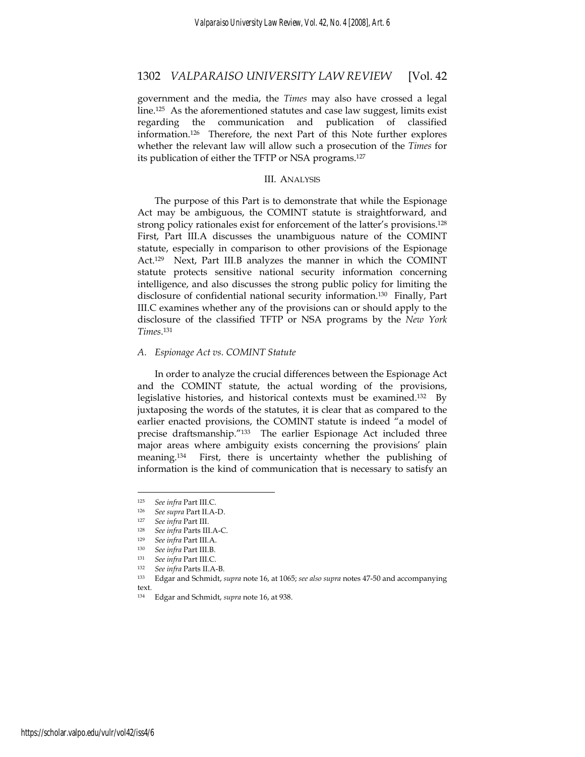government and the media, the *Times* may also have crossed a legal line.[125] As the aforementioned statutes and case law suggest, limits exist regarding the communication and publication of classified information.[126] Therefore, the next Part of this Note further explores whether the relevant law will allow such a prosecution of the *Times* for its publication of either the TFTP or NSA programs.[127]

## III. ANALYSIS

The purpose of this Part is to demonstrate that while the Espionage Act may be ambiguous, the COMINT statute is straightforward, and strong policy rationales exist for enforcement of the latter's provisions.[128] First, Part III.A discusses the unambiguous nature of the COMINT statute, especially in comparison to other provisions of the Espionage Act.[129] Next, Part III.B analyzes the manner in which the COMINT statute protects sensitive national security information concerning intelligence, and also discusses the strong public policy for limiting the disclosure of confidential national security information.[130] Finally, Part III.C examines whether any of the provisions can or should apply to the disclosure of the classified TFTP or NSA programs by the *New York Times*.[131]

### *A. Espionage Act vs. COMINT Statute*

In order to analyze the crucial differences between the Espionage Act and the COMINT statute, the actual wording of the provisions, legislative histories, and historical contexts must be examined.[132] By juxtaposing the words of the statutes, it is clear that as compared to the earlier enacted provisions, the COMINT statute is indeed "a model of precise draftsmanship."[133] The earlier Espionage Act included three major areas where ambiguity exists concerning the provisions' plain meaning.[134] First, there is uncertainty whether the publishing of information is the kind of communication that is necessary to satisfy an

---

[125] *See infra* Part III.C.

[126] *See supra* Part II.A-D.

[127] *See infra* Part III.

[128] *See infra* Parts III.A-C.

[129] *See infra* Part III.A.

[130] *See infra* Part III.B.

[131] *See infra* Part III.C.

[132] *See infra* Parts II.A-B.

[133] Edgar and Schmidt, *supra* note 16, at 1065; *see also supra* notes 47-50 and accompanying text.

[134] Edgar and Schmidt, *supra* note 16, at 938.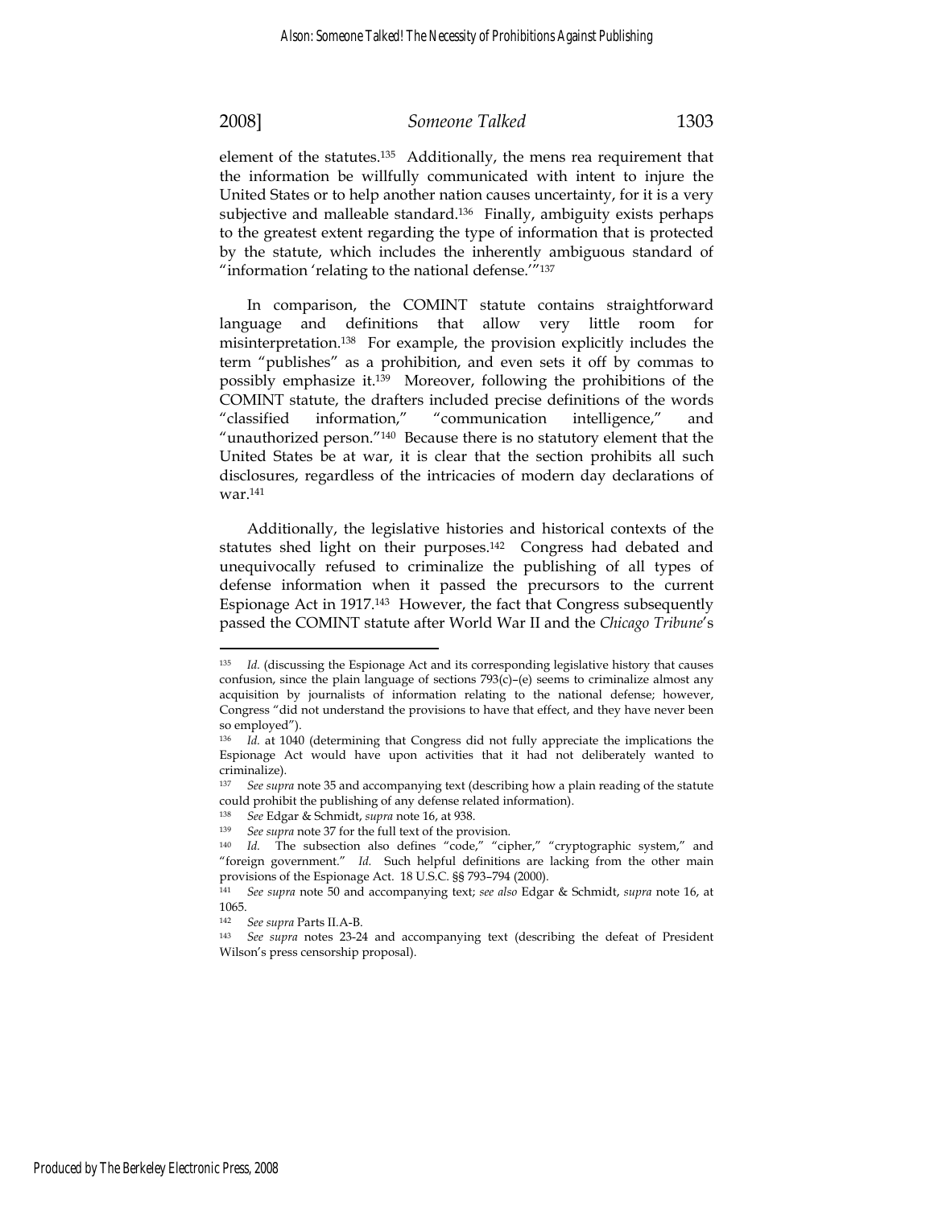element of the statutes.[135] Additionally, the mens rea requirement that the information be willfully communicated with intent to injure the United States or to help another nation causes uncertainty, for it is a very subjective and malleable standard.[136] Finally, ambiguity exists perhaps to the greatest extent regarding the type of information that is protected by the statute, which includes the inherently ambiguous standard of "information 'relating to the national defense.'"[137]

In comparison, the COMINT statute contains straightforward language and definitions that allow very little room for misinterpretation.[138] For example, the provision explicitly includes the term "publishes" as a prohibition, and even sets it off by commas to possibly emphasize it.[139] Moreover, following the prohibitions of the COMINT statute, the drafters included precise definitions of the words "classified information," "communication intelligence," and "unauthorized person."[140] Because there is no statutory element that the United States be at war, it is clear that the section prohibits all such disclosures, regardless of the intricacies of modern day declarations of war.[141]

Additionally, the legislative histories and historical contexts of the statutes shed light on their purposes.[142] Congress had debated and unequivocally refused to criminalize the publishing of all types of defense information when it passed the precursors to the current Espionage Act in 1917.[143] However, the fact that Congress subsequently passed the COMINT statute after World War II and the *Chicago Tribune*'s

---

[135] *Id.* (discussing the Espionage Act and its corresponding legislative history that causes confusion, since the plain language of sections 793(c)–(e) seems to criminalize almost any acquisition by journalists of information relating to the national defense; however, Congress "did not understand the provisions to have that effect, and they have never been so employed").

[136] *Id.* at 1040 (determining that Congress did not fully appreciate the implications the Espionage Act would have upon activities that it had not deliberately wanted to criminalize).

[137] *See supra* note 35 and accompanying text (describing how a plain reading of the statute could prohibit the publishing of any defense related information).

[138] *See* Edgar & Schmidt, *supra* note 16, at 938.

[139] *See supra* note 37 for the full text of the provision.

[140] *Id.* The subsection also defines "code," "cipher," "cryptographic system," and "foreign government." *Id.* Such helpful definitions are lacking from the other main provisions of the Espionage Act. 18 U.S.C. §§ 793–794 (2000).

[141] *See supra* note 50 and accompanying text; *see also* Edgar & Schmidt, *supra* note 16, at 1065.

[142] *See supra* Parts II.A-B.

[143] *See supra* notes 23-24 and accompanying text (describing the defeat of President Wilson's press censorship proposal).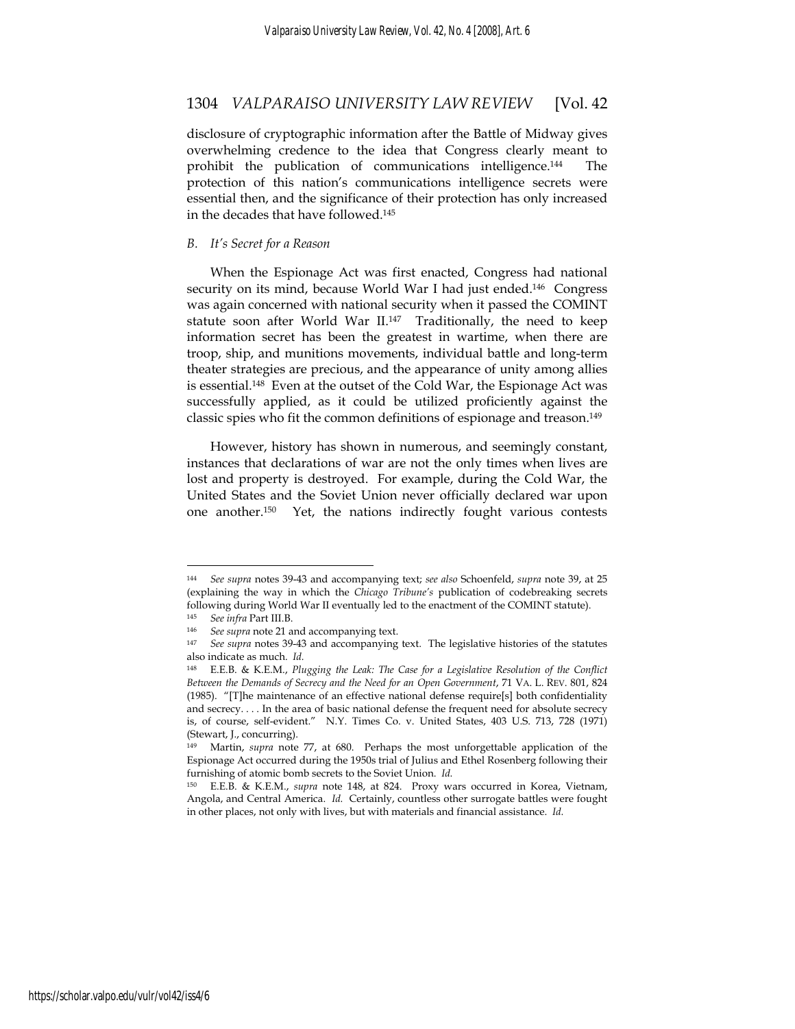disclosure of cryptographic information after the Battle of Midway gives overwhelming credence to the idea that Congress clearly meant to prohibit the publication of communications intelligence.[144] The protection of this nation's communications intelligence secrets were essential then, and the significance of their protection has only increased in the decades that have followed.[145]

### *B. It's Secret for a Reason*

When the Espionage Act was first enacted, Congress had national security on its mind, because World War I had just ended.[146] Congress was again concerned with national security when it passed the COMINT statute soon after World War II.[147] Traditionally, the need to keep information secret has been the greatest in wartime, when there are troop, ship, and munitions movements, individual battle and long-term theater strategies are precious, and the appearance of unity among allies is essential.[148] Even at the outset of the Cold War, the Espionage Act was successfully applied, as it could be utilized proficiently against the classic spies who fit the common definitions of espionage and treason.[149]

However, history has shown in numerous, and seemingly constant, instances that declarations of war are not the only times when lives are lost and property is destroyed. For example, during the Cold War, the United States and the Soviet Union never officially declared war upon one another.[150] Yet, the nations indirectly fought various contests

---

[144] *See supra* notes 39-43 and accompanying text; *see also* Schoenfeld, *supra* note 39, at 25 (explaining the way in which the *Chicago Tribune's* publication of codebreaking secrets following during World War II eventually led to the enactment of the COMINT statute).

[145] *See infra* Part III.B.

[146] *See supra* note 21 and accompanying text.

[147] *See supra* notes 39-43 and accompanying text. The legislative histories of the statutes also indicate as much. *Id.*

[148] E.E.B. & K.E.M., *Plugging the Leak: The Case for a Legislative Resolution of the Conflict Between the Demands of Secrecy and the Need for an Open Government*, 71 VA. L. REV. 801, 824 (1985). "[T]he maintenance of an effective national defense require[s] both confidentiality and secrecy. . . . In the area of basic national defense the frequent need for absolute secrecy is, of course, self-evident." N.Y. Times Co. v. United States, 403 U.S. 713, 728 (1971) (Stewart, J., concurring).

[149] Martin, *supra* note 77, at 680. Perhaps the most unforgettable application of the Espionage Act occurred during the 1950s trial of Julius and Ethel Rosenberg following their furnishing of atomic bomb secrets to the Soviet Union. *Id.*

[150] E.E.B. & K.E.M., *supra* note 148, at 824. Proxy wars occurred in Korea, Vietnam, Angola, and Central America. *Id.* Certainly, countless other surrogate battles were fought in other places, not only with lives, but with materials and financial assistance. *Id.*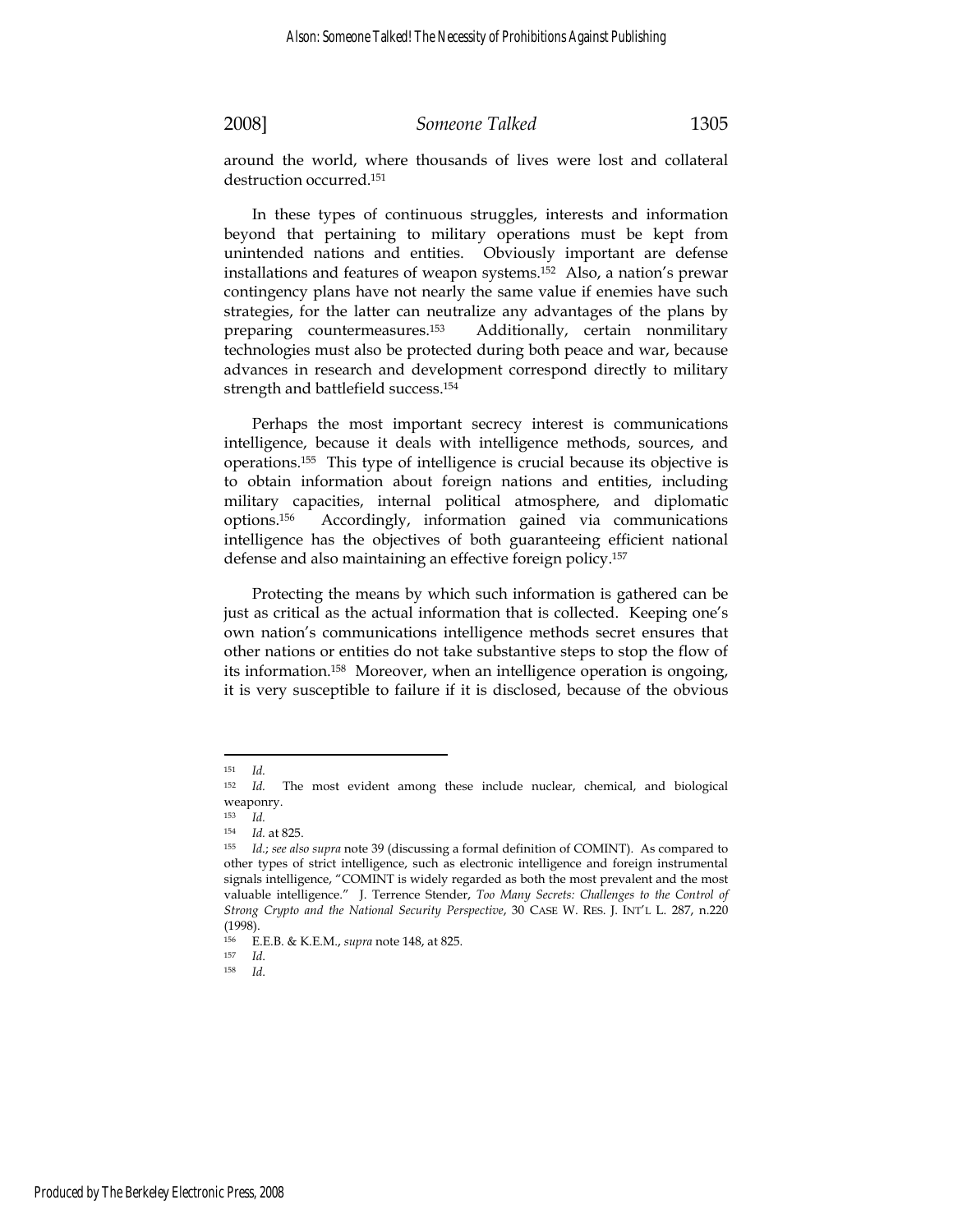around the world, where thousands of lives were lost and collateral destruction occurred.[151]

In these types of continuous struggles, interests and information beyond that pertaining to military operations must be kept from unintended nations and entities. Obviously important are defense installations and features of weapon systems.[152] Also, a nation's prewar contingency plans have not nearly the same value if enemies have such strategies, for the latter can neutralize any advantages of the plans by preparing countermeasures.[153] Additionally, certain nonmilitary technologies must also be protected during both peace and war, because advances in research and development correspond directly to military strength and battlefield success.[154]

Perhaps the most important secrecy interest is communications intelligence, because it deals with intelligence methods, sources, and operations.[155] This type of intelligence is crucial because its objective is to obtain information about foreign nations and entities, including military capacities, internal political atmosphere, and diplomatic options.[156] Accordingly, information gained via communications intelligence has the objectives of both guaranteeing efficient national defense and also maintaining an effective foreign policy.[157]

Protecting the means by which such information is gathered can be just as critical as the actual information that is collected. Keeping one's own nation's communications intelligence methods secret ensures that other nations or entities do not take substantive steps to stop the flow of its information.[158] Moreover, when an intelligence operation is ongoing, it is very susceptible to failure if it is disclosed, because of the obvious

---

[151] *Id.*

[152] *Id.* The most evident among these include nuclear, chemical, and biological weaponry.

[153] *Id.*

[154] *Id.* at 825.

[155] *Id.*; *see also supra* note 39 (discussing a formal definition of COMINT). As compared to other types of strict intelligence, such as electronic intelligence and foreign instrumental signals intelligence, "COMINT is widely regarded as both the most prevalent and the most valuable intelligence." J. Terrence Stender, *Too Many Secrets: Challenges to the Control of Strong Crypto and the National Security Perspective*, 30 CASE W. RES. J. INT'L L. 287, n.220 (1998).

[156] E.E.B. & K.E.M., *supra* note 148, at 825.

[157] *Id.*

[158] *Id.*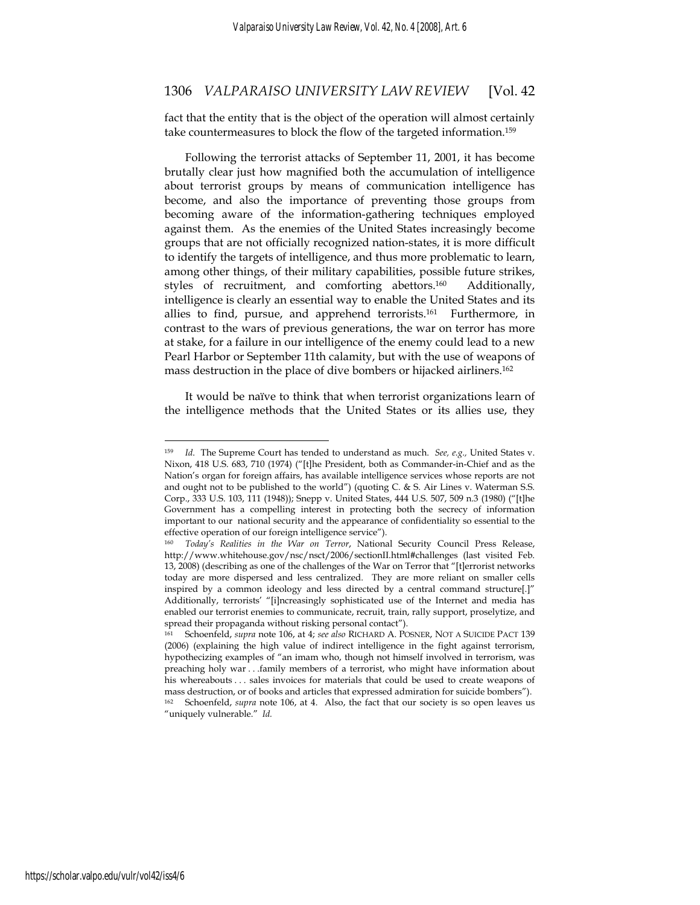fact that the entity that is the object of the operation will almost certainly take countermeasures to block the flow of the targeted information.[159]

Following the terrorist attacks of September 11, 2001, it has become brutally clear just how magnified both the accumulation of intelligence about terrorist groups by means of communication intelligence has become, and also the importance of preventing those groups from becoming aware of the information-gathering techniques employed against them. As the enemies of the United States increasingly become groups that are not officially recognized nation-states, it is more difficult to identify the targets of intelligence, and thus more problematic to learn, among other things, of their military capabilities, possible future strikes, styles of recruitment, and comforting abettors.[160] Additionally, intelligence is clearly an essential way to enable the United States and its allies to find, pursue, and apprehend terrorists.[161] Furthermore, in contrast to the wars of previous generations, the war on terror has more at stake, for a failure in our intelligence of the enemy could lead to a new Pearl Harbor or September 11th calamity, but with the use of weapons of mass destruction in the place of dive bombers or hijacked airliners.[162]

It would be naïve to think that when terrorist organizations learn of the intelligence methods that the United States or its allies use, they

---

[159] *Id.* The Supreme Court has tended to understand as much. *See, e.g.,* United States v. Nixon, 418 U.S. 683, 710 (1974) ("[t]he President, both as Commander-in-Chief and as the Nation's organ for foreign affairs, has available intelligence services whose reports are not and ought not to be published to the world") (quoting C. & S. Air Lines v. Waterman S.S. Corp., 333 U.S. 103, 111 (1948)); Snepp v. United States, 444 U.S. 507, 509 n.3 (1980) ("[t]he Government has a compelling interest in protecting both the secrecy of information important to our national security and the appearance of confidentiality so essential to the effective operation of our foreign intelligence service").

[160] *Today's Realities in the War on Terror*, National Security Council Press Release, http://www.whitehouse.gov/nsc/nsct/2006/sectionII.html#challenges (last visited Feb. 13, 2008) (describing as one of the challenges of the War on Terror that "[t]errorist networks today are more dispersed and less centralized. They are more reliant on smaller cells inspired by a common ideology and less directed by a central command structure[.]" Additionally, terrorists' "[i]ncreasingly sophisticated use of the Internet and media has enabled our terrorist enemies to communicate, recruit, train, rally support, proselytize, and spread their propaganda without risking personal contact").

[161] Schoenfeld, *supra* note 106, at 4; *see also* RICHARD A. POSNER, NOT A SUICIDE PACT 139 (2006) (explaining the high value of indirect intelligence in the fight against terrorism, hypothesizing examples of "an imam who, though not himself involved in terrorism, was preaching holy war . . .family members of a terrorist, who might have information about his whereabouts . . . sales invoices for materials that could be used to create weapons of mass destruction, or of books and articles that expressed admiration for suicide bombers").

[162] Schoenfeld, *supra* note 106, at 4. Also, the fact that our society is so open leaves us "uniquely vulnerable." *Id.*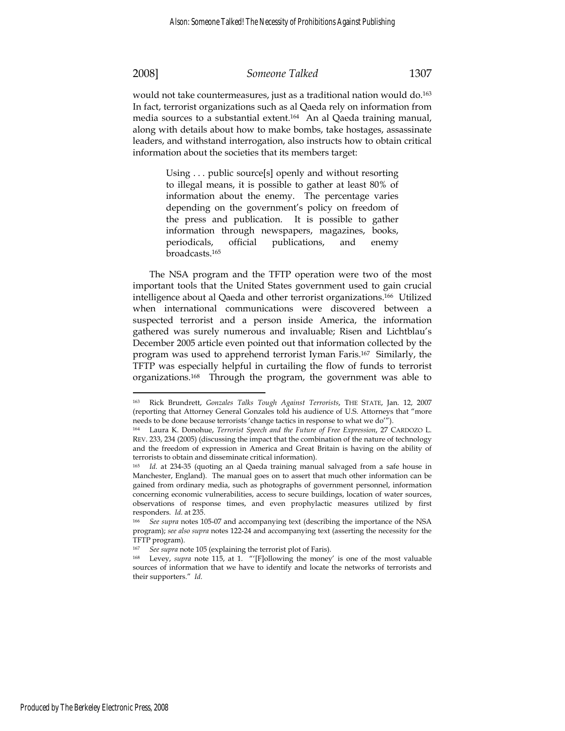would not take countermeasures, just as a traditional nation would do.[163] In fact, terrorist organizations such as al Qaeda rely on information from media sources to a substantial extent.[164] An al Qaeda training manual, along with details about how to make bombs, take hostages, assassinate leaders, and withstand interrogation, also instructs how to obtain critical information about the societies that its members target:

> Using . . . public source[s] openly and without resorting to illegal means, it is possible to gather at least 80% of information about the enemy. The percentage varies depending on the government's policy on freedom of the press and publication. It is possible to gather information through newspapers, magazines, books, periodicals, official publications, and enemy broadcasts.[165]

The NSA program and the TFTP operation were two of the most important tools that the United States government used to gain crucial intelligence about al Qaeda and other terrorist organizations.[166] Utilized when international communications were discovered between a suspected terrorist and a person inside America, the information gathered was surely numerous and invaluable; Risen and Lichtblau's December 2005 article even pointed out that information collected by the program was used to apprehend terrorist Iyman Faris.[167] Similarly, the TFTP was especially helpful in curtailing the flow of funds to terrorist organizations.[168] Through the program, the government was able to

---

[163] Rick Brundrett, *Gonzales Talks Tough Against Terrorists*, THE STATE, Jan. 12, 2007 (reporting that Attorney General Gonzales told his audience of U.S. Attorneys that "more needs to be done because terrorists 'change tactics in response to what we do'").

[164] Laura K. Donohue, *Terrorist Speech and the Future of Free Expression*, 27 CARDOZO L. REV. 233, 234 (2005) (discussing the impact that the combination of the nature of technology and the freedom of expression in America and Great Britain is having on the ability of terrorists to obtain and disseminate critical information).

[165] *Id.* at 234-35 (quoting an al Qaeda training manual salvaged from a safe house in Manchester, England). The manual goes on to assert that much other information can be gained from ordinary media, such as photographs of government personnel, information concerning economic vulnerabilities, access to secure buildings, location of water sources, observations of response times, and even prophylactic measures utilized by first responders. *Id.* at 235.

[166] *See supra* notes 105-07 and accompanying text (describing the importance of the NSA program); *see also supra* notes 122-24 and accompanying text (asserting the necessity for the TFTP program).

[167] *See supra* note 105 (explaining the terrorist plot of Faris).

[168] Levey, *supra* note 115, at 1. "'[F]ollowing the money' is one of the most valuable sources of information that we have to identify and locate the networks of terrorists and their supporters." *Id.*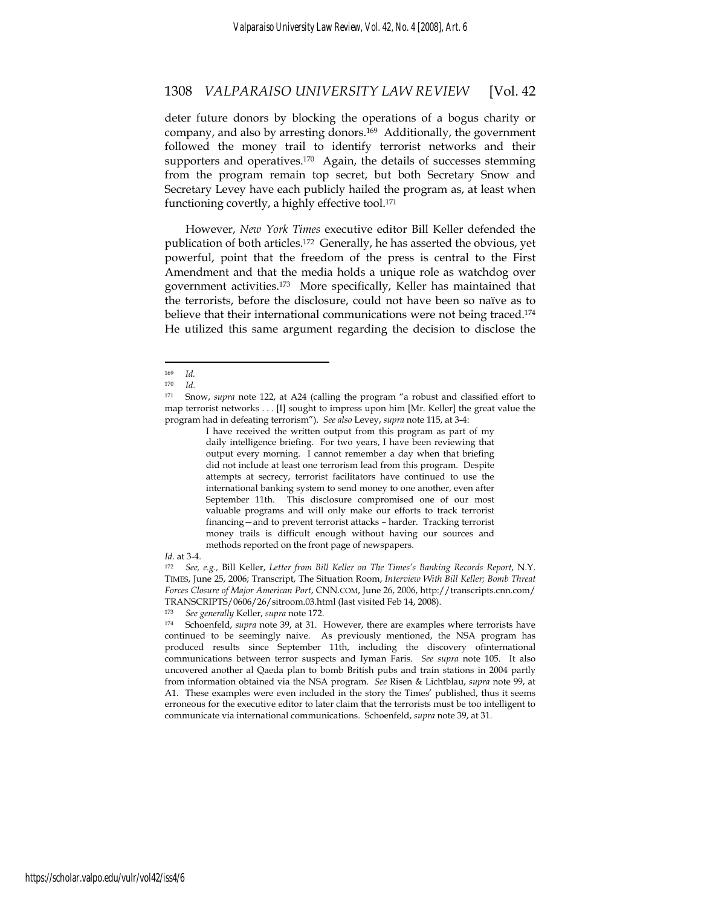deter future donors by blocking the operations of a bogus charity or company, and also by arresting donors.[169] Additionally, the government followed the money trail to identify terrorist networks and their supporters and operatives.[170] Again, the details of successes stemming from the program remain top secret, but both Secretary Snow and Secretary Levey have each publicly hailed the program as, at least when functioning covertly, a highly effective tool.[171]

However, *New York Times* executive editor Bill Keller defended the publication of both articles.[172] Generally, he has asserted the obvious, yet powerful, point that the freedom of the press is central to the First Amendment and that the media holds a unique role as watchdog over government activities.[173] More specifically, Keller has maintained that the terrorists, before the disclosure, could not have been so naïve as to believe that their international communications were not being traced.[174] He utilized this same argument regarding the decision to disclose the

---

[169] *Id.*

[170] *Id.*

[171] Snow, *supra* note 122, at A24 (calling the program "a robust and classified effort to map terrorist networks . . . [I] sought to impress upon him [Mr. Keller] the great value the program had in defeating terrorism"). *See also* Levey, *supra* note 115, at 3-4:

> I have received the written output from this program as part of my daily intelligence briefing. For two years, I have been reviewing that output every morning. I cannot remember a day when that briefing did not include at least one terrorism lead from this program. Despite attempts at secrecy, terrorist facilitators have continued to use the international banking system to send money to one another, even after September 11th. This disclosure compromised one of our most valuable programs and will only make our efforts to track terrorist financing—and to prevent terrorist attacks – harder. Tracking terrorist money trails is difficult enough without having our sources and methods reported on the front page of newspapers.

*Id.* at 3-4.

[172] *See, e.g.,* Bill Keller, *Letter from Bill Keller on The Times's Banking Records Report*, N.Y. TIMES, June 25, 2006; Transcript, The Situation Room, *Interview With Bill Keller; Bomb Threat Forces Closure of Major American Port*, CNN.COM, June 26, 2006, http://transcripts.cnn.com/TRANSCRIPTS/0606/26/sitroom.03.html (last visited Feb 14, 2008).

[173] *See generally* Keller, *supra* note 172.

[174] Schoenfeld, *supra* note 39, at 31. However, there are examples where terrorists have continued to be seemingly naive. As previously mentioned, the NSA program has produced results since September 11th, including the discovery ofinternational communications between terror suspects and Iyman Faris. *See supra* note 105. It also uncovered another al Qaeda plan to bomb British pubs and train stations in 2004 partly from information obtained via the NSA program. *See* Risen & Lichtblau, *supra* note 99, at A1. These examples were even included in the story the Times' published, thus it seems erroneous for the executive editor to later claim that the terrorists must be too intelligent to communicate via international communications. Schoenfeld, *supra* note 39, at 31.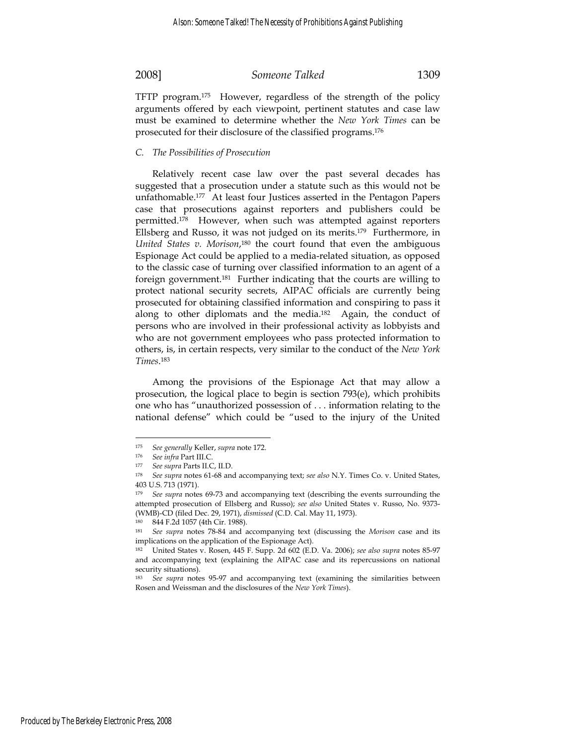TFTP program.[175] However, regardless of the strength of the policy arguments offered by each viewpoint, pertinent statutes and case law must be examined to determine whether the *New York Times* can be prosecuted for their disclosure of the classified programs.[176]

### *C. The Possibilities of Prosecution*

Relatively recent case law over the past several decades has suggested that a prosecution under a statute such as this would not be unfathomable.[177] At least four Justices asserted in the Pentagon Papers case that prosecutions against reporters and publishers could be permitted.[178] However, when such was attempted against reporters Ellsberg and Russo, it was not judged on its merits.[179] Furthermore, in *United States v. Morison*,[180] the court found that even the ambiguous Espionage Act could be applied to a media-related situation, as opposed to the classic case of turning over classified information to an agent of a foreign government.[181] Further indicating that the courts are willing to protect national security secrets, AIPAC officials are currently being prosecuted for obtaining classified information and conspiring to pass it along to other diplomats and the media.[182] Again, the conduct of persons who are involved in their professional activity as lobbyists and who are not government employees who pass protected information to others, is, in certain respects, very similar to the conduct of the *New York Times*.[183]

Among the provisions of the Espionage Act that may allow a prosecution, the logical place to begin is section 793(e), which prohibits one who has "unauthorized possession of . . . information relating to the national defense" which could be "used to the injury of the United

---

[175] *See generally* Keller, *supra* note 172.

[176] *See infra* Part III.C.

[177] *See supra* Parts II.C, II.D.

[178] *See supra* notes 61-68 and accompanying text; *see also* N.Y. Times Co. v. United States, 403 U.S. 713 (1971).

[179] *See supra* notes 69-73 and accompanying text (describing the events surrounding the attempted prosecution of Ellsberg and Russo); *see also* United States v. Russo, No. 9373-(WMB)-CD (filed Dec. 29, 1971), *dismissed* (C.D. Cal. May 11, 1973).

[180] 844 F.2d 1057 (4th Cir. 1988).

[181] *See supra* notes 78-84 and accompanying text (discussing the *Morison* case and its implications on the application of the Espionage Act).

[182] United States v. Rosen, 445 F. Supp. 2d 602 (E.D. Va. 2006); *see also supra* notes 85-97 and accompanying text (explaining the AIPAC case and its repercussions on national security situations).

[183] *See supra* notes 95-97 and accompanying text (examining the similarities between Rosen and Weissman and the disclosures of the *New York Times*).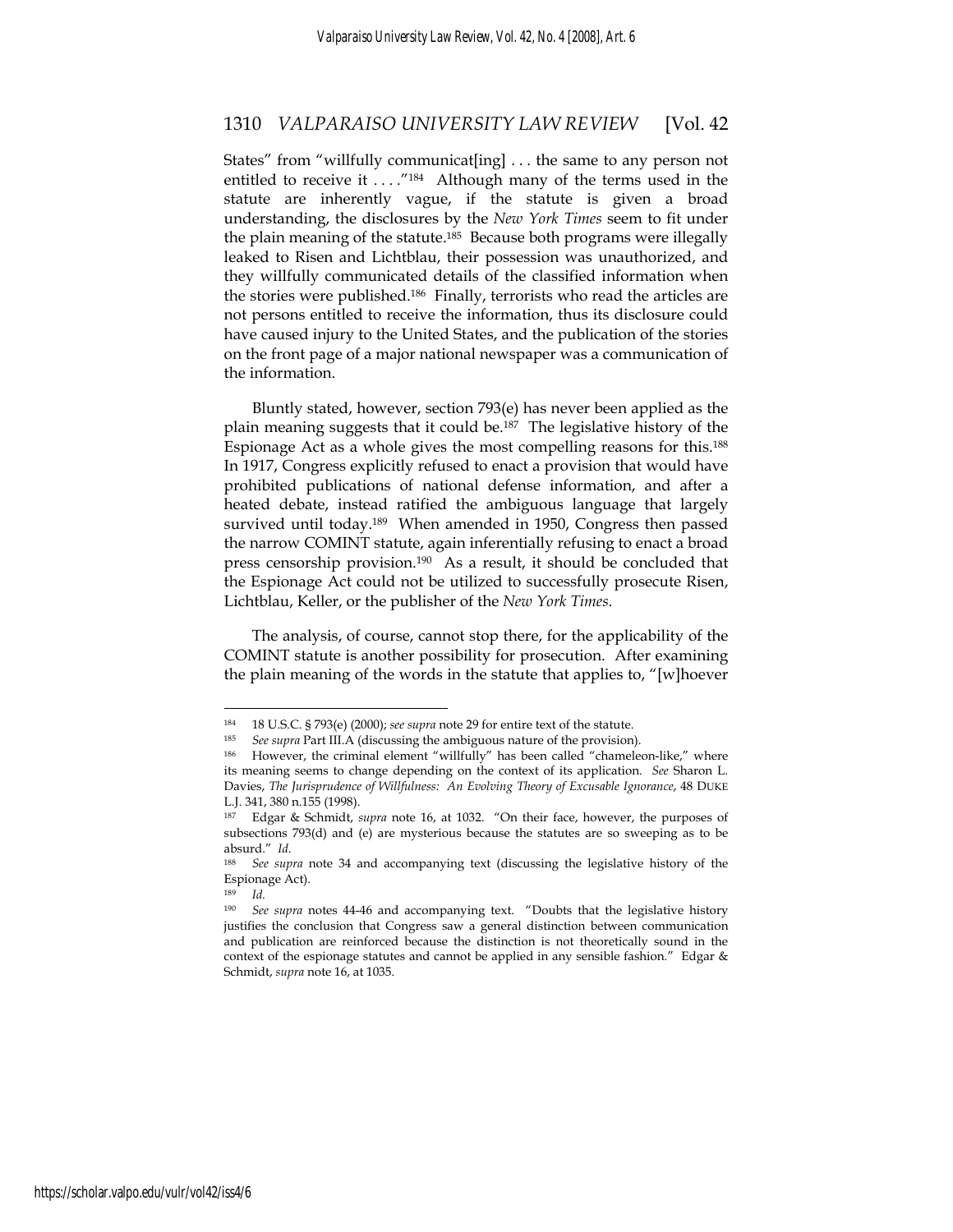States" from "willfully communicat[ing] . . . the same to any person not entitled to receive it . . . ."[184] Although many of the terms used in the statute are inherently vague, if the statute is given a broad understanding, the disclosures by the *New York Times* seem to fit under the plain meaning of the statute.[185] Because both programs were illegally leaked to Risen and Lichtblau, their possession was unauthorized, and they willfully communicated details of the classified information when the stories were published.[186] Finally, terrorists who read the articles are not persons entitled to receive the information, thus its disclosure could have caused injury to the United States, and the publication of the stories on the front page of a major national newspaper was a communication of the information.

Bluntly stated, however, section 793(e) has never been applied as the plain meaning suggests that it could be.[187] The legislative history of the Espionage Act as a whole gives the most compelling reasons for this.[188] In 1917, Congress explicitly refused to enact a provision that would have prohibited publications of national defense information, and after a heated debate, instead ratified the ambiguous language that largely survived until today.[189] When amended in 1950, Congress then passed the narrow COMINT statute, again inferentially refusing to enact a broad press censorship provision.[190] As a result, it should be concluded that the Espionage Act could not be utilized to successfully prosecute Risen, Lichtblau, Keller, or the publisher of the *New York Times*.

The analysis, of course, cannot stop there, for the applicability of the COMINT statute is another possibility for prosecution. After examining the plain meaning of the words in the statute that applies to, "[w]hoever

---

[184] 18 U.S.C. § 793(e) (2000); *see supra* note 29 for entire text of the statute.

[185] *See supra* Part III.A (discussing the ambiguous nature of the provision).

[186] However, the criminal element "willfully" has been called "chameleon-like," where its meaning seems to change depending on the context of its application. *See* Sharon L. Davies, *The Jurisprudence of Willfulness: An Evolving Theory of Excusable Ignorance*, 48 DUKE L.J. 341, 380 n.155 (1998).

[187] Edgar & Schmidt, *supra* note 16, at 1032. "On their face, however, the purposes of subsections 793(d) and (e) are mysterious because the statutes are so sweeping as to be absurd." *Id.*

[188] *See supra* note 34 and accompanying text (discussing the legislative history of the Espionage Act).

[189] *Id.*

[190] *See supra* notes 44-46 and accompanying text. "Doubts that the legislative history justifies the conclusion that Congress saw a general distinction between communication and publication are reinforced because the distinction is not theoretically sound in the context of the espionage statutes and cannot be applied in any sensible fashion." Edgar & Schmidt, *supra* note 16, at 1035.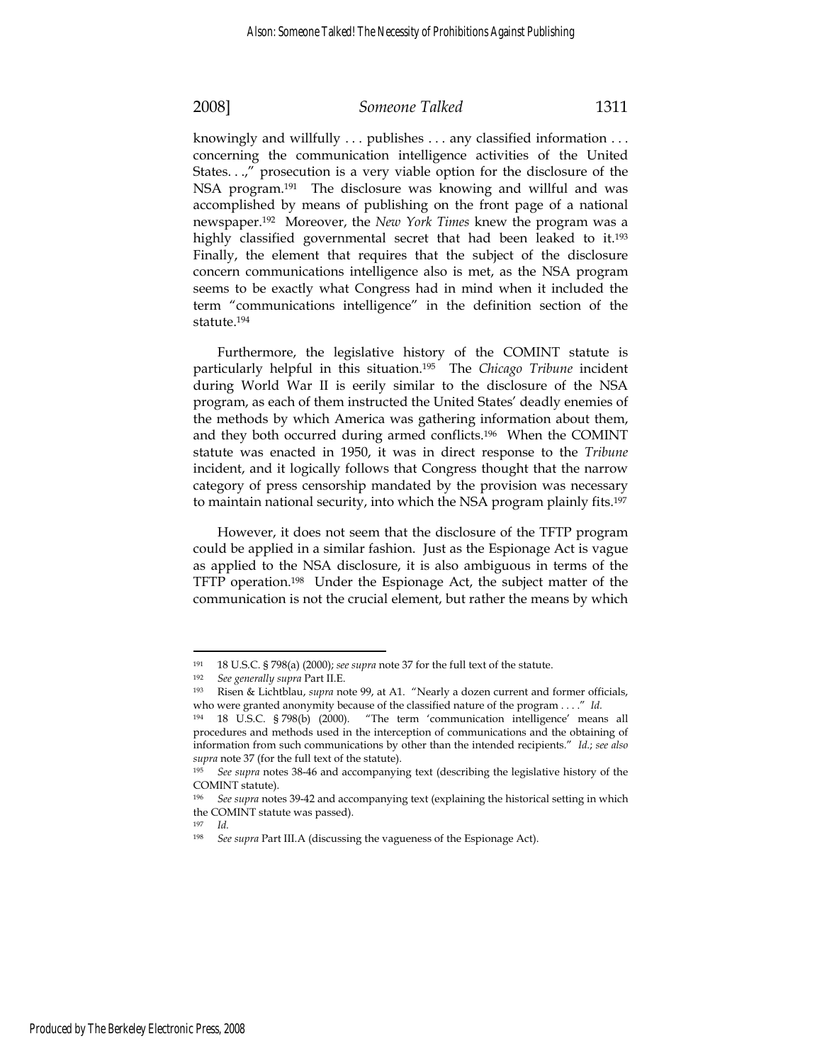knowingly and willfully . . . publishes . . . any classified information . . . concerning the communication intelligence activities of the United States. . .," prosecution is a very viable option for the disclosure of the NSA program.[191] The disclosure was knowing and willful and was accomplished by means of publishing on the front page of a national newspaper.[192] Moreover, the *New York Times* knew the program was a highly classified governmental secret that had been leaked to it.[193] Finally, the element that requires that the subject of the disclosure concern communications intelligence also is met, as the NSA program seems to be exactly what Congress had in mind when it included the term "communications intelligence" in the definition section of the statute.[194]

Furthermore, the legislative history of the COMINT statute is particularly helpful in this situation.[195] The *Chicago Tribune* incident during World War II is eerily similar to the disclosure of the NSA program, as each of them instructed the United States' deadly enemies of the methods by which America was gathering information about them, and they both occurred during armed conflicts.[196] When the COMINT statute was enacted in 1950, it was in direct response to the *Tribune* incident, and it logically follows that Congress thought that the narrow category of press censorship mandated by the provision was necessary to maintain national security, into which the NSA program plainly fits.[197]

However, it does not seem that the disclosure of the TFTP program could be applied in a similar fashion. Just as the Espionage Act is vague as applied to the NSA disclosure, it is also ambiguous in terms of the TFTP operation.[198] Under the Espionage Act, the subject matter of the communication is not the crucial element, but rather the means by which

---

[191] 18 U.S.C. § 798(a) (2000); *see supra* note 37 for the full text of the statute.

[192] *See generally supra* Part II.E.

[193] Risen & Lichtblau, *supra* note 99, at A1. "Nearly a dozen current and former officials, who were granted anonymity because of the classified nature of the program . . . ." *Id.*

[194] 18 U.S.C. § 798(b) (2000). "The term 'communication intelligence' means all procedures and methods used in the interception of communications and the obtaining of information from such communications by other than the intended recipients." *Id.*; *see also supra* note 37 (for the full text of the statute).

[195] *See supra* notes 38-46 and accompanying text (describing the legislative history of the COMINT statute).

[196] *See supra* notes 39-42 and accompanying text (explaining the historical setting in which the COMINT statute was passed).

[197] *Id.*

[198] *See supra* Part III.A (discussing the vagueness of the Espionage Act).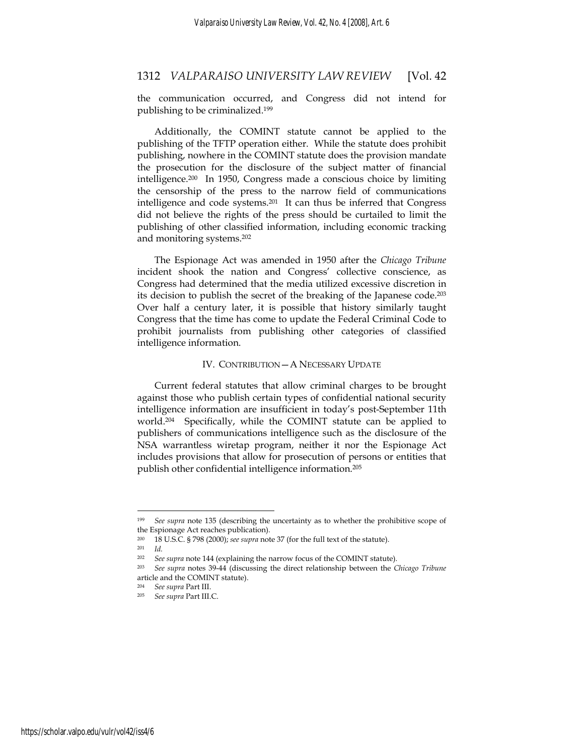the communication occurred, and Congress did not intend for publishing to be criminalized.[199]

Additionally, the COMINT statute cannot be applied to the publishing of the TFTP operation either. While the statute does prohibit publishing, nowhere in the COMINT statute does the provision mandate the prosecution for the disclosure of the subject matter of financial intelligence.[200] In 1950, Congress made a conscious choice by limiting the censorship of the press to the narrow field of communications intelligence and code systems.[201] It can thus be inferred that Congress did not believe the rights of the press should be curtailed to limit the publishing of other classified information, including economic tracking and monitoring systems.[202]

The Espionage Act was amended in 1950 after the *Chicago Tribune* incident shook the nation and Congress' collective conscience, as Congress had determined that the media utilized excessive discretion in its decision to publish the secret of the breaking of the Japanese code.[203] Over half a century later, it is possible that history similarly taught Congress that the time has come to update the Federal Criminal Code to prohibit journalists from publishing other categories of classified intelligence information.

## IV. CONTRIBUTION—A NECESSARY UPDATE

Current federal statutes that allow criminal charges to be brought against those who publish certain types of confidential national security intelligence information are insufficient in today's post-September 11th world.[204] Specifically, while the COMINT statute can be applied to publishers of communications intelligence such as the disclosure of the NSA warrantless wiretap program, neither it nor the Espionage Act includes provisions that allow for prosecution of persons or entities that publish other confidential intelligence information.[205]

---

[199] *See supra* note 135 (describing the uncertainty as to whether the prohibitive scope of the Espionage Act reaches publication).

[200] 18 U.S.C. § 798 (2000); *see supra* note 37 (for the full text of the statute).

[201] *Id.*

[202] *See supra* note 144 (explaining the narrow focus of the COMINT statute).

[203] *See supra* notes 39-44 (discussing the direct relationship between the *Chicago Tribune* article and the COMINT statute).

[204] *See supra* Part III.

[205] *See supra* Part III.C.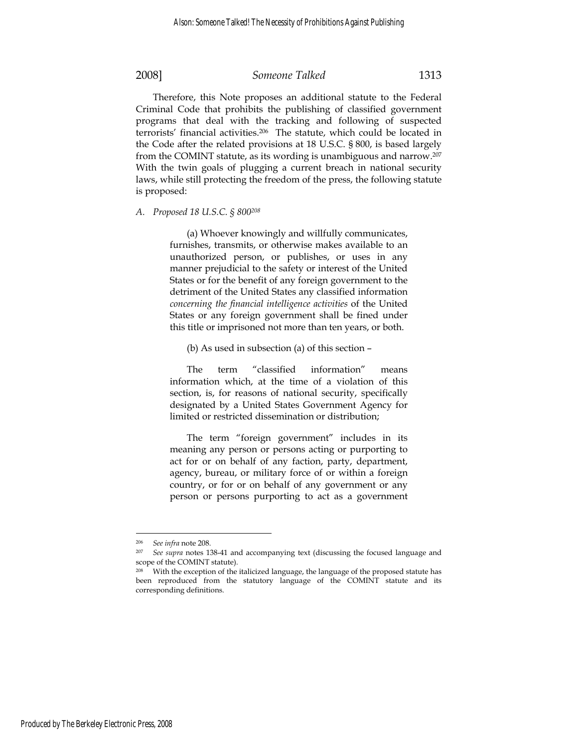Therefore, this Note proposes an additional statute to the Federal Criminal Code that prohibits the publishing of classified government programs that deal with the tracking and following of suspected terrorists' financial activities.[206] The statute, which could be located in the Code after the related provisions at 18 U.S.C. § 800, is based largely from the COMINT statute, as its wording is unambiguous and narrow.[207] With the twin goals of plugging a current breach in national security laws, while still protecting the freedom of the press, the following statute is proposed:

### *A. Proposed 18 U.S.C. § 800*[208]

> (a) Whoever knowingly and willfully communicates, furnishes, transmits, or otherwise makes available to an unauthorized person, or publishes, or uses in any manner prejudicial to the safety or interest of the United States or for the benefit of any foreign government to the detriment of the United States any classified information *concerning the financial intelligence activities* of the United States or any foreign government shall be fined under this title or imprisoned not more than ten years, or both.
>
> (b) As used in subsection (a) of this section –
>
> The term "classified information" means information which, at the time of a violation of this section, is, for reasons of national security, specifically designated by a United States Government Agency for limited or restricted dissemination or distribution;
>
> The term "foreign government" includes in its meaning any person or persons acting or purporting to act for or on behalf of any faction, party, department, agency, bureau, or military force of or within a foreign country, or for or on behalf of any government or any person or persons purporting to act as a government

---

[206] *See infra* note 208.

[207] *See supra* notes 138-41 and accompanying text (discussing the focused language and scope of the COMINT statute).

[208] With the exception of the italicized language, the language of the proposed statute has been reproduced from the statutory language of the COMINT statute and its corresponding definitions.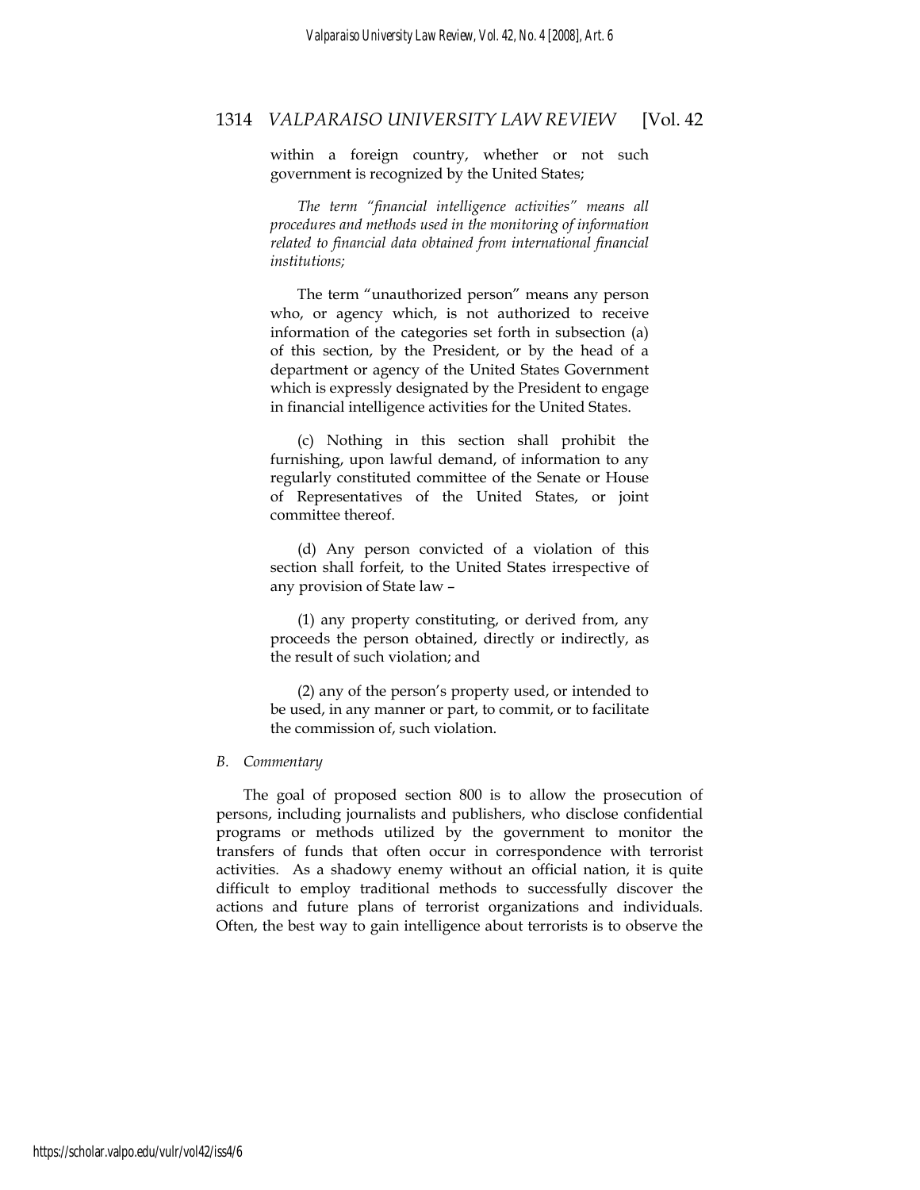within a foreign country, whether or not such government is recognized by the United States;

*The term "financial intelligence activities" means all procedures and methods used in the monitoring of information related to financial data obtained from international financial institutions;*

The term "unauthorized person" means any person who, or agency which, is not authorized to receive information of the categories set forth in subsection (a) of this section, by the President, or by the head of a department or agency of the United States Government which is expressly designated by the President to engage in financial intelligence activities for the United States.

(c) Nothing in this section shall prohibit the furnishing, upon lawful demand, of information to any regularly constituted committee of the Senate or House of Representatives of the United States, or joint committee thereof.

(d) Any person convicted of a violation of this section shall forfeit, to the United States irrespective of any provision of State law –

(1) any property constituting, or derived from, any proceeds the person obtained, directly or indirectly, as the result of such violation; and

(2) any of the person's property used, or intended to be used, in any manner or part, to commit, or to facilitate the commission of, such violation.

### *B. Commentary*

The goal of proposed section 800 is to allow the prosecution of persons, including journalists and publishers, who disclose confidential programs or methods utilized by the government to monitor the transfers of funds that often occur in correspondence with terrorist activities. As a shadowy enemy without an official nation, it is quite difficult to employ traditional methods to successfully discover the actions and future plans of terrorist organizations and individuals. Often, the best way to gain intelligence about terrorists is to observe the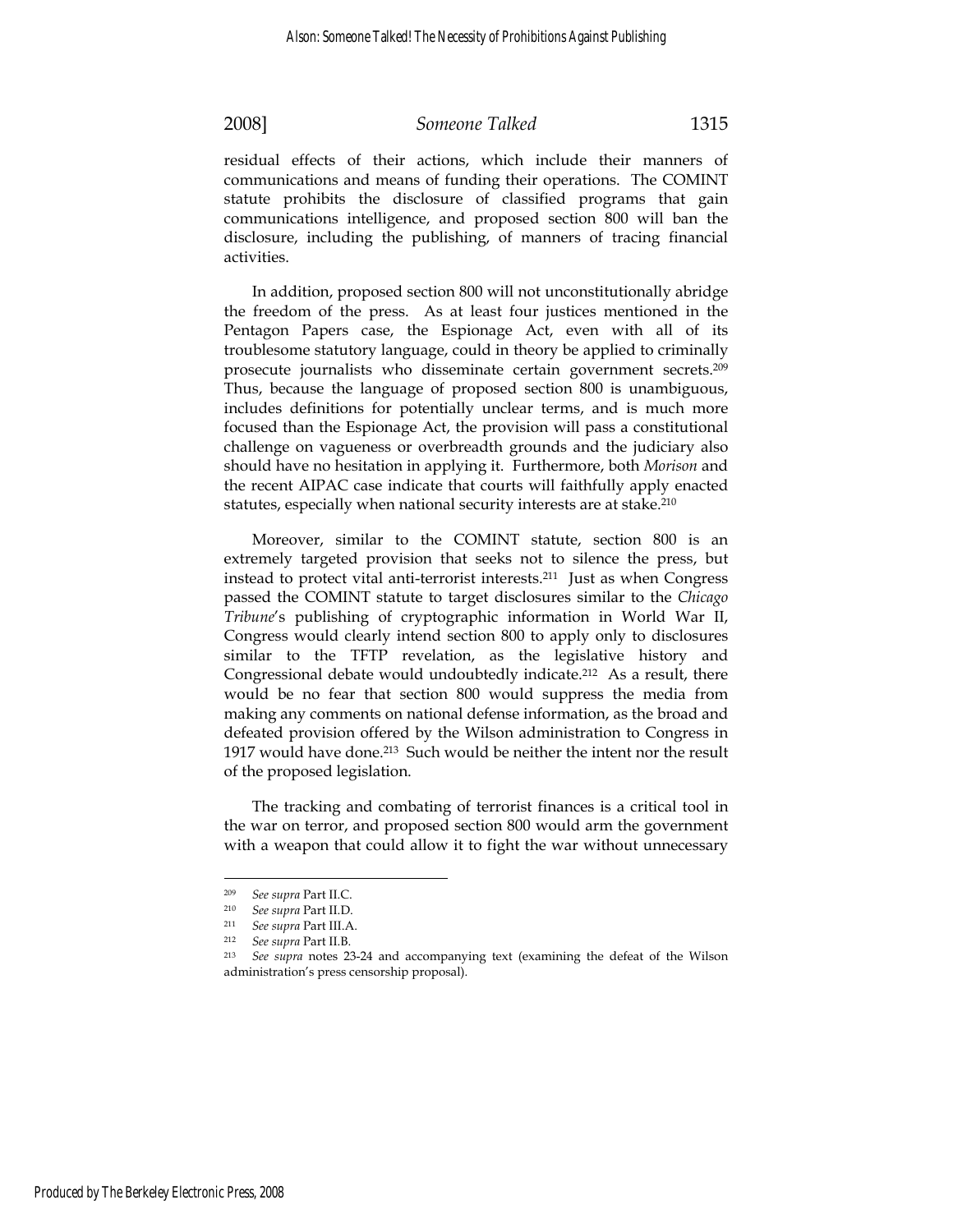residual effects of their actions, which include their manners of communications and means of funding their operations. The COMINT statute prohibits the disclosure of classified programs that gain communications intelligence, and proposed section 800 will ban the disclosure, including the publishing, of manners of tracing financial activities.

In addition, proposed section 800 will not unconstitutionally abridge the freedom of the press. As at least four justices mentioned in the Pentagon Papers case, the Espionage Act, even with all of its troublesome statutory language, could in theory be applied to criminally prosecute journalists who disseminate certain government secrets.[209] Thus, because the language of proposed section 800 is unambiguous, includes definitions for potentially unclear terms, and is much more focused than the Espionage Act, the provision will pass a constitutional challenge on vagueness or overbreadth grounds and the judiciary also should have no hesitation in applying it. Furthermore, both *Morison* and the recent AIPAC case indicate that courts will faithfully apply enacted statutes, especially when national security interests are at stake.[210]

Moreover, similar to the COMINT statute, section 800 is an extremely targeted provision that seeks not to silence the press, but instead to protect vital anti-terrorist interests.[211] Just as when Congress passed the COMINT statute to target disclosures similar to the *Chicago Tribune*'s publishing of cryptographic information in World War II, Congress would clearly intend section 800 to apply only to disclosures similar to the TFTP revelation, as the legislative history and Congressional debate would undoubtedly indicate.[212] As a result, there would be no fear that section 800 would suppress the media from making any comments on national defense information, as the broad and defeated provision offered by the Wilson administration to Congress in 1917 would have done.[213] Such would be neither the intent nor the result of the proposed legislation.

The tracking and combating of terrorist finances is a critical tool in the war on terror, and proposed section 800 would arm the government with a weapon that could allow it to fight the war without unnecessary

---

[209] *See supra* Part II.C.

[210] *See supra* Part II.D.

[211] *See supra* Part III.A.

[212] *See supra* Part II.B.

[213] *See supra* notes 23-24 and accompanying text (examining the defeat of the Wilson administration's press censorship proposal).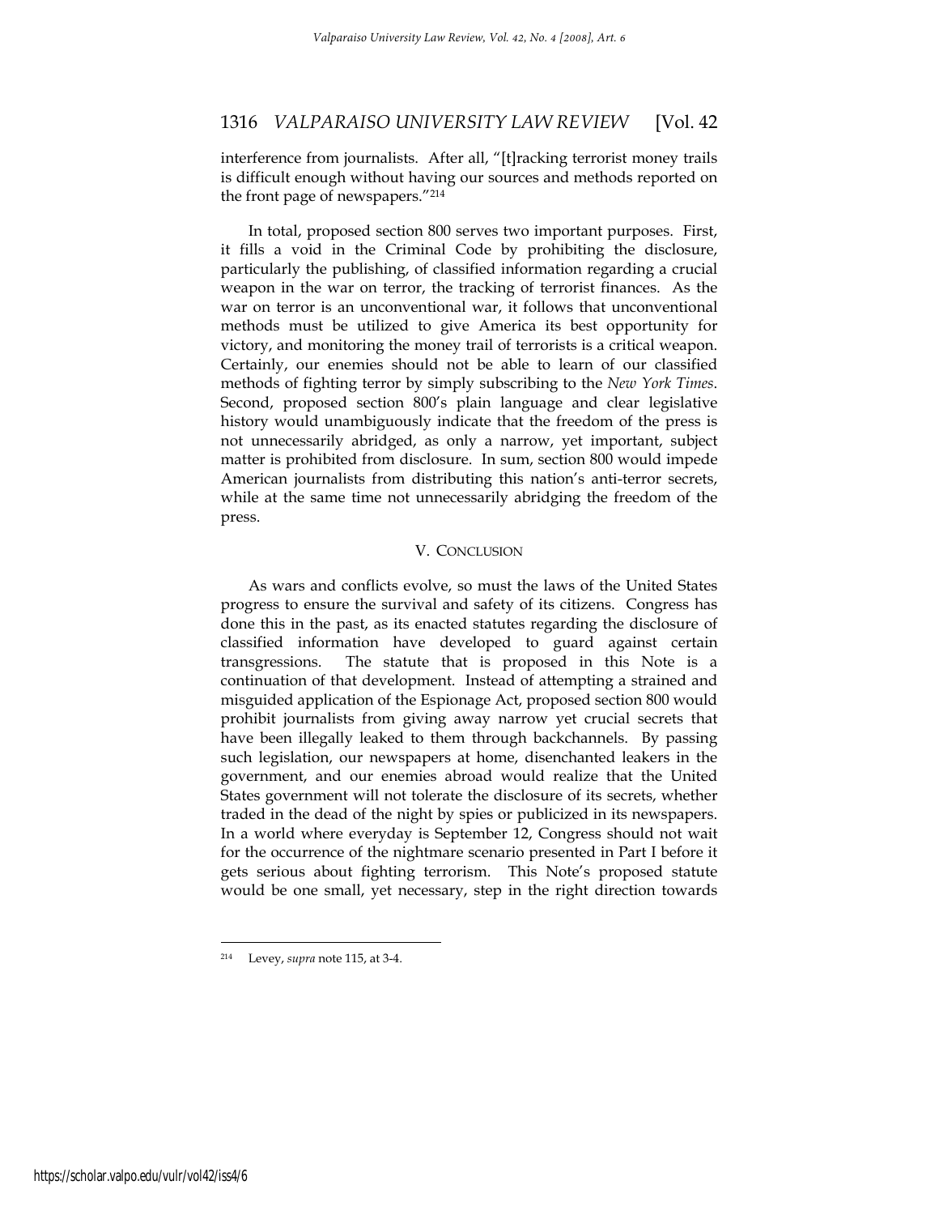interference from journalists. After all, "[t]racking terrorist money trails is difficult enough without having our sources and methods reported on the front page of newspapers."[214]

In total, proposed section 800 serves two important purposes. First, it fills a void in the Criminal Code by prohibiting the disclosure, particularly the publishing, of classified information regarding a crucial weapon in the war on terror, the tracking of terrorist finances. As the war on terror is an unconventional war, it follows that unconventional methods must be utilized to give America its best opportunity for victory, and monitoring the money trail of terrorists is a critical weapon. Certainly, our enemies should not be able to learn of our classified methods of fighting terror by simply subscribing to the *New York Times*. Second, proposed section 800's plain language and clear legislative history would unambiguously indicate that the freedom of the press is not unnecessarily abridged, as only a narrow, yet important, subject matter is prohibited from disclosure. In sum, section 800 would impede American journalists from distributing this nation's anti-terror secrets, while at the same time not unnecessarily abridging the freedom of the press.

## V. CONCLUSION

As wars and conflicts evolve, so must the laws of the United States progress to ensure the survival and safety of its citizens. Congress has done this in the past, as its enacted statutes regarding the disclosure of classified information have developed to guard against certain transgressions. The statute that is proposed in this Note is a continuation of that development. Instead of attempting a strained and misguided application of the Espionage Act, proposed section 800 would prohibit journalists from giving away narrow yet crucial secrets that have been illegally leaked to them through backchannels. By passing such legislation, our newspapers at home, disenchanted leakers in the government, and our enemies abroad would realize that the United States government will not tolerate the disclosure of its secrets, whether traded in the dead of the night by spies or publicized in its newspapers. In a world where everyday is September 12, Congress should not wait for the occurrence of the nightmare scenario presented in Part I before it gets serious about fighting terrorism. This Note's proposed statute would be one small, yet necessary, step in the right direction towards

---

[214] Levey, *supra* note 115, at 3-4.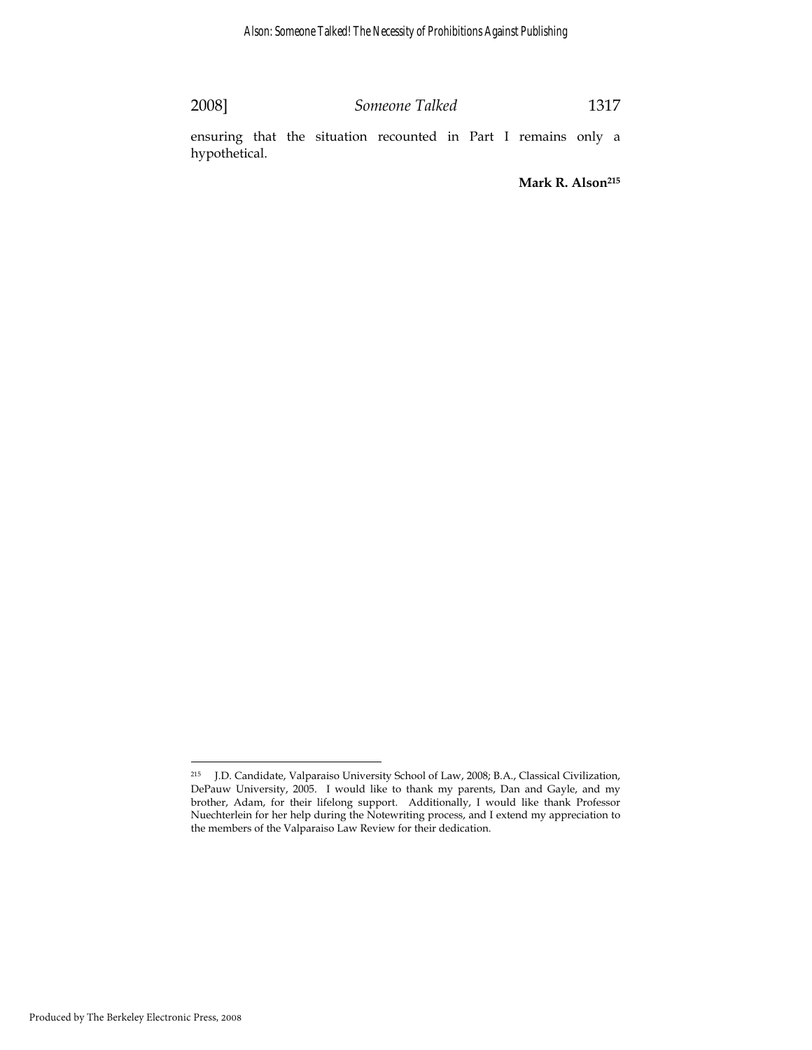ensuring that the situation recounted in Part I remains only a hypothetical.

**Mark R. Alson**[215]

---

[215] J.D. Candidate, Valparaiso University School of Law, 2008; B.A., Classical Civilization, DePauw University, 2005. I would like to thank my parents, Dan and Gayle, and my brother, Adam, for their lifelong support. Additionally, I would like thank Professor Nuechterlein for her help during the Notewriting process, and I extend my appreciation to the members of the Valparaiso Law Review for their dedication.